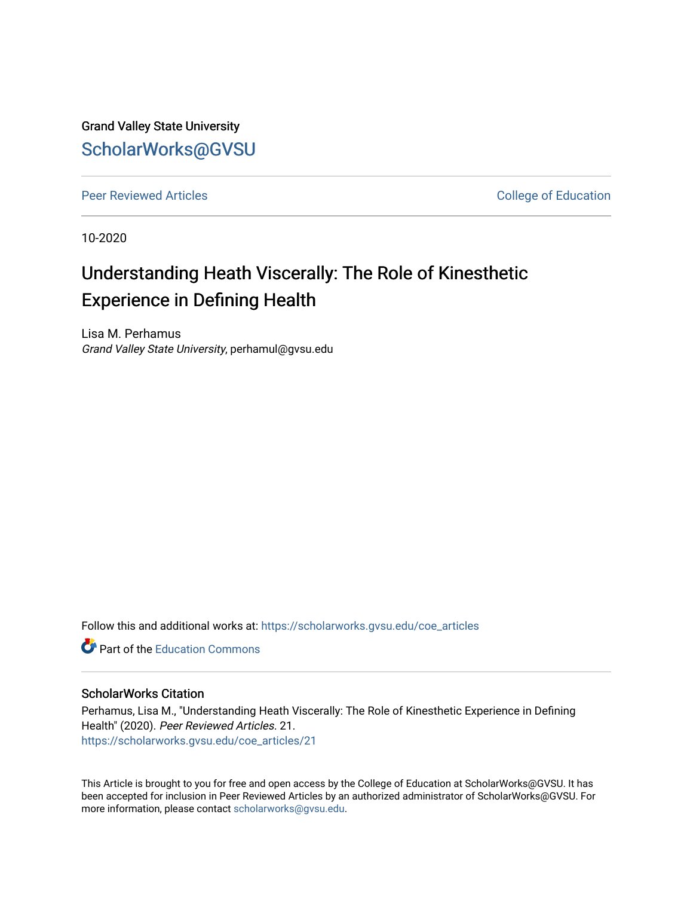Grand Valley State University

# ScholarWorks@GVSU

Peer Reviewed Articles

College of Education

10-2020

# Understanding Heath Viscerally: The Role of Kinesthetic Experience in Defining Health

Lisa M. Perhamus
*Grand Valley State University*, perhamul@gvsu.edu

Follow this and additional works at: https://scholarworks.gvsu.edu/coe_articles

Part of the Education Commons

## ScholarWorks Citation

Perhamus, Lisa M., "Understanding Heath Viscerally: The Role of Kinesthetic Experience in Defining Health" (2020). *Peer Reviewed Articles*. 21.
https://scholarworks.gvsu.edu/coe_articles/21

This Article is brought to you for free and open access by the College of Education at ScholarWorks@GVSU. It has been accepted for inclusion in Peer Reviewed Articles by an authorized administrator of ScholarWorks@GVSU. For more information, please contact scholarworks@gvsu.edu.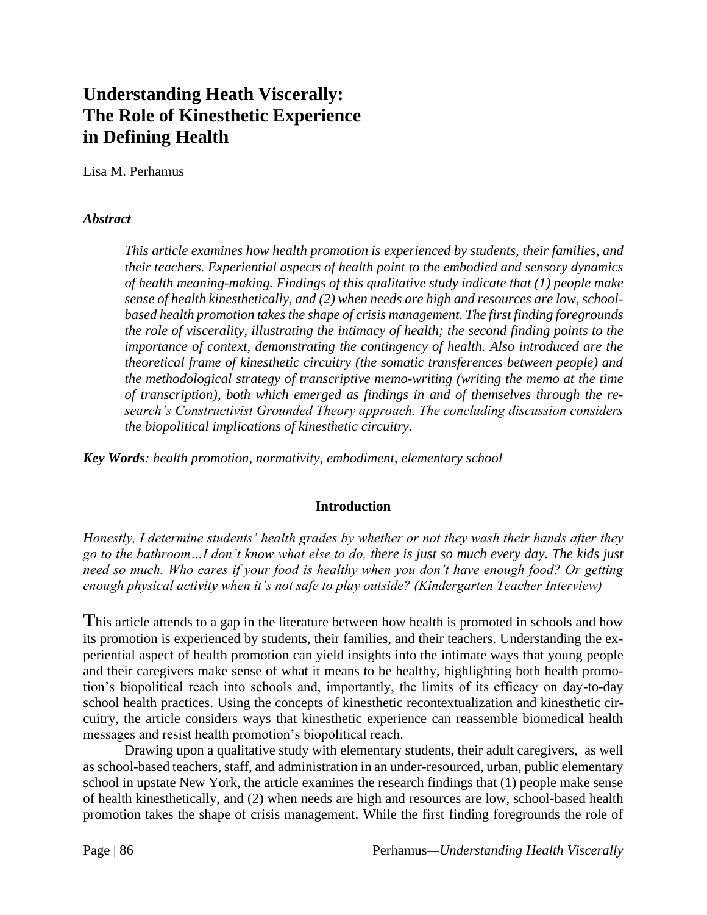# Understanding Heath Viscerally: The Role of Kinesthetic Experience in Defining Health

Lisa M. Perhamus

***Abstract***

> *This article examines how health promotion is experienced by students, their families, and their teachers. Experiential aspects of health point to the embodied and sensory dynamics of health meaning-making. Findings of this qualitative study indicate that (1) people make sense of health kinesthetically, and (2) when needs are high and resources are low, school-based health promotion takes the shape of crisis management. The first finding foregrounds the role of viscerality, illustrating the intimacy of health; the second finding points to the importance of context, demonstrating the contingency of health. Also introduced are the theoretical frame of kinesthetic circuitry (the somatic transferences between people) and the methodological strategy of transcriptive memo-writing (writing the memo at the time of transcription), both which emerged as findings in and of themselves through the research's Constructivist Grounded Theory approach. The concluding discussion considers the biopolitical implications of kinesthetic circuitry.*

***Key Words****: health promotion, normativity, embodiment, elementary school*

## Introduction

*Honestly, I determine students' health grades by whether or not they wash their hands after they go to the bathroom…I don't know what else to do, there is just so much every day. The kids just need so much. Who cares if your food is healthy when you don't have enough food? Or getting enough physical activity when it's not safe to play outside? (Kindergarten Teacher Interview)*

**T**his article attends to a gap in the literature between how health is promoted in schools and how its promotion is experienced by students, their families, and their teachers. Understanding the experiential aspect of health promotion can yield insights into the intimate ways that young people and their caregivers make sense of what it means to be healthy, highlighting both health promotion's biopolitical reach into schools and, importantly, the limits of its efficacy on day-to-day school health practices. Using the concepts of kinesthetic recontextualization and kinesthetic circuitry, the article considers ways that kinesthetic experience can reassemble biomedical health messages and resist health promotion's biopolitical reach.

Drawing upon a qualitative study with elementary students, their adult caregivers, as well as school-based teachers, staff, and administration in an under-resourced, urban, public elementary school in upstate New York, the article examines the research findings that (1) people make sense of health kinesthetically, and (2) when needs are high and resources are low, school-based health promotion takes the shape of crisis management. While the first finding foregrounds the role of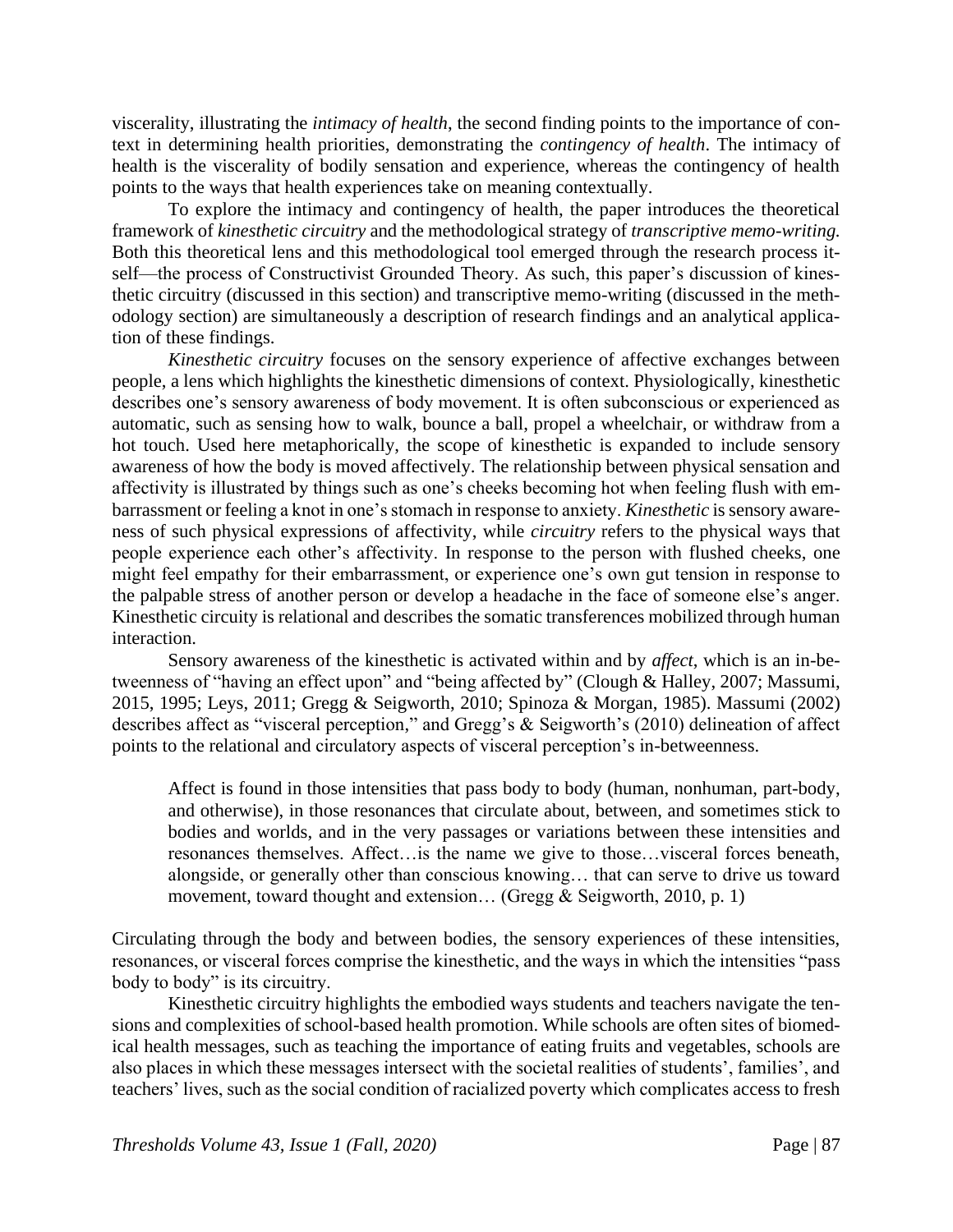viscerality, illustrating the *intimacy of health*, the second finding points to the importance of context in determining health priorities, demonstrating the *contingency of health*. The intimacy of health is the viscerality of bodily sensation and experience, whereas the contingency of health points to the ways that health experiences take on meaning contextually.

To explore the intimacy and contingency of health, the paper introduces the theoretical framework of *kinesthetic circuitry* and the methodological strategy of *transcriptive memo-writing.* Both this theoretical lens and this methodological tool emerged through the research process itself—the process of Constructivist Grounded Theory. As such, this paper's discussion of kinesthetic circuitry (discussed in this section) and transcriptive memo-writing (discussed in the methodology section) are simultaneously a description of research findings and an analytical application of these findings.

*Kinesthetic circuitry* focuses on the sensory experience of affective exchanges between people, a lens which highlights the kinesthetic dimensions of context. Physiologically, kinesthetic describes one's sensory awareness of body movement. It is often subconscious or experienced as automatic, such as sensing how to walk, bounce a ball, propel a wheelchair, or withdraw from a hot touch. Used here metaphorically, the scope of kinesthetic is expanded to include sensory awareness of how the body is moved affectively. The relationship between physical sensation and affectivity is illustrated by things such as one's cheeks becoming hot when feeling flush with embarrassment or feeling a knot in one's stomach in response to anxiety. *Kinesthetic* is sensory awareness of such physical expressions of affectivity, while *circuitry* refers to the physical ways that people experience each other's affectivity. In response to the person with flushed cheeks, one might feel empathy for their embarrassment, or experience one's own gut tension in response to the palpable stress of another person or develop a headache in the face of someone else's anger. Kinesthetic circuity is relational and describes the somatic transferences mobilized through human interaction.

Sensory awareness of the kinesthetic is activated within and by *affect*, which is an in-betweenness of "having an effect upon" and "being affected by" (Clough & Halley, 2007; Massumi, 2015, 1995; Leys, 2011; Gregg & Seigworth, 2010; Spinoza & Morgan, 1985). Massumi (2002) describes affect as "visceral perception," and Gregg's & Seigworth's (2010) delineation of affect points to the relational and circulatory aspects of visceral perception's in-betweenness.

> Affect is found in those intensities that pass body to body (human, nonhuman, part-body, and otherwise), in those resonances that circulate about, between, and sometimes stick to bodies and worlds, and in the very passages or variations between these intensities and resonances themselves. Affect…is the name we give to those…visceral forces beneath, alongside, or generally other than conscious knowing… that can serve to drive us toward movement, toward thought and extension… (Gregg & Seigworth, 2010, p. 1)

Circulating through the body and between bodies, the sensory experiences of these intensities, resonances, or visceral forces comprise the kinesthetic, and the ways in which the intensities "pass body to body" is its circuitry.

Kinesthetic circuitry highlights the embodied ways students and teachers navigate the tensions and complexities of school-based health promotion. While schools are often sites of biomedical health messages, such as teaching the importance of eating fruits and vegetables, schools are also places in which these messages intersect with the societal realities of students', families', and teachers' lives, such as the social condition of racialized poverty which complicates access to fresh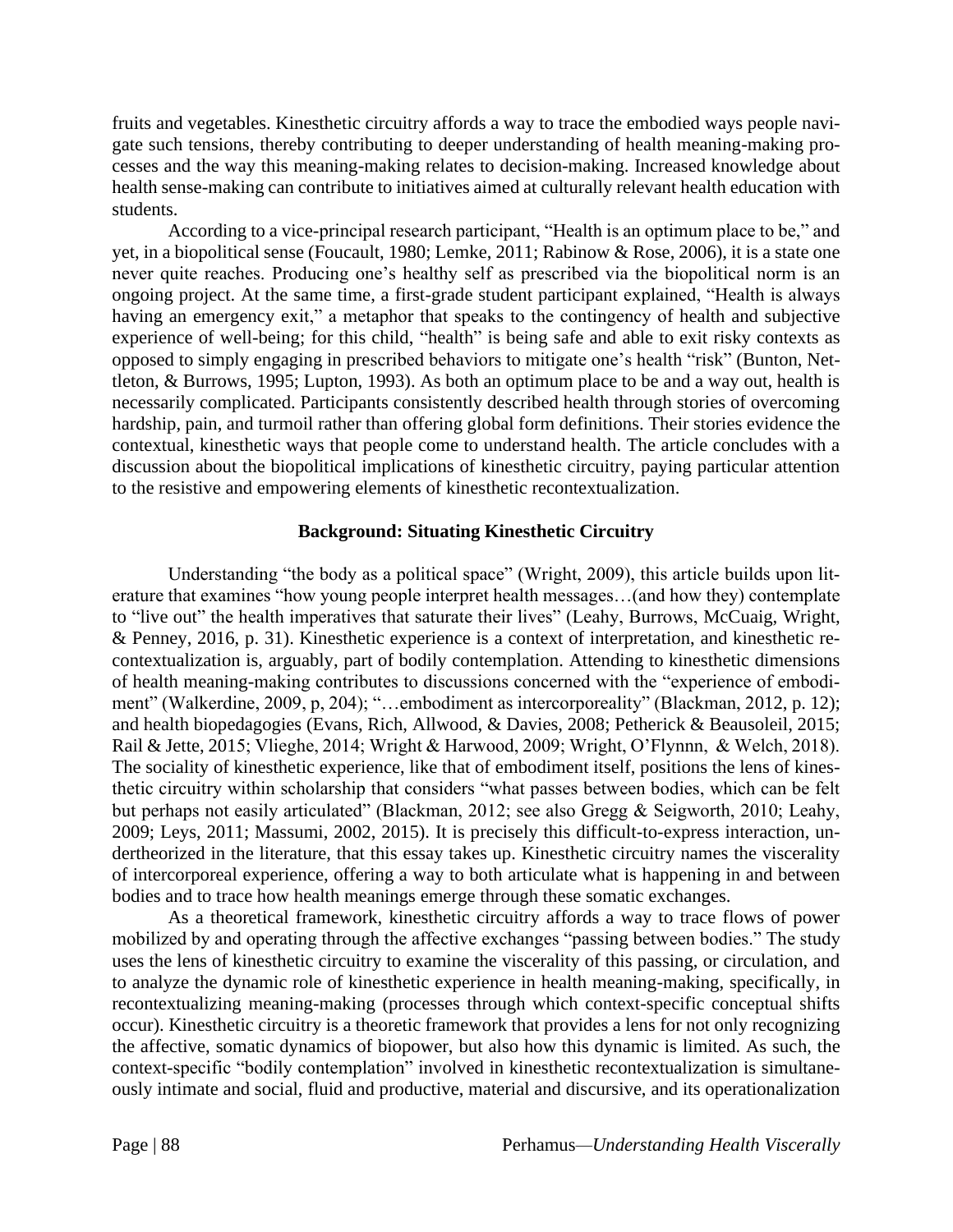fruits and vegetables. Kinesthetic circuitry affords a way to trace the embodied ways people navigate such tensions, thereby contributing to deeper understanding of health meaning-making processes and the way this meaning-making relates to decision-making. Increased knowledge about health sense-making can contribute to initiatives aimed at culturally relevant health education with students.

According to a vice-principal research participant, "Health is an optimum place to be," and yet, in a biopolitical sense (Foucault, 1980; Lemke, 2011; Rabinow & Rose, 2006), it is a state one never quite reaches. Producing one's healthy self as prescribed via the biopolitical norm is an ongoing project. At the same time, a first-grade student participant explained, "Health is always having an emergency exit," a metaphor that speaks to the contingency of health and subjective experience of well-being; for this child, "health" is being safe and able to exit risky contexts as opposed to simply engaging in prescribed behaviors to mitigate one's health "risk" (Bunton, Nettleton, & Burrows, 1995; Lupton, 1993). As both an optimum place to be and a way out, health is necessarily complicated. Participants consistently described health through stories of overcoming hardship, pain, and turmoil rather than offering global form definitions. Their stories evidence the contextual, kinesthetic ways that people come to understand health. The article concludes with a discussion about the biopolitical implications of kinesthetic circuitry, paying particular attention to the resistive and empowering elements of kinesthetic recontextualization.

## Background: Situating Kinesthetic Circuitry

Understanding "the body as a political space" (Wright, 2009), this article builds upon literature that examines "how young people interpret health messages…(and how they) contemplate to "live out" the health imperatives that saturate their lives" (Leahy, Burrows, McCuaig, Wright, & Penney, 2016, p. 31). Kinesthetic experience is a context of interpretation, and kinesthetic recontextualization is, arguably, part of bodily contemplation. Attending to kinesthetic dimensions of health meaning-making contributes to discussions concerned with the "experience of embodiment" (Walkerdine, 2009, p, 204); "…embodiment as intercorporeality" (Blackman, 2012, p. 12); and health biopedagogies (Evans, Rich, Allwood, & Davies, 2008; Petherick & Beausoleil, 2015; Rail & Jette, 2015; Vlieghe, 2014; Wright & Harwood, 2009; Wright, O'Flynnn, & Welch, 2018). The sociality of kinesthetic experience, like that of embodiment itself, positions the lens of kinesthetic circuitry within scholarship that considers "what passes between bodies, which can be felt but perhaps not easily articulated" (Blackman, 2012; see also Gregg & Seigworth, 2010; Leahy, 2009; Leys, 2011; Massumi, 2002, 2015). It is precisely this difficult-to-express interaction, undertheorized in the literature, that this essay takes up. Kinesthetic circuitry names the viscerality of intercorporeal experience, offering a way to both articulate what is happening in and between bodies and to trace how health meanings emerge through these somatic exchanges.

As a theoretical framework, kinesthetic circuitry affords a way to trace flows of power mobilized by and operating through the affective exchanges "passing between bodies." The study uses the lens of kinesthetic circuitry to examine the viscerality of this passing, or circulation, and to analyze the dynamic role of kinesthetic experience in health meaning-making, specifically, in recontextualizing meaning-making (processes through which context-specific conceptual shifts occur). Kinesthetic circuitry is a theoretic framework that provides a lens for not only recognizing the affective, somatic dynamics of biopower, but also how this dynamic is limited. As such, the context-specific "bodily contemplation" involved in kinesthetic recontextualization is simultaneously intimate and social, fluid and productive, material and discursive, and its operationalization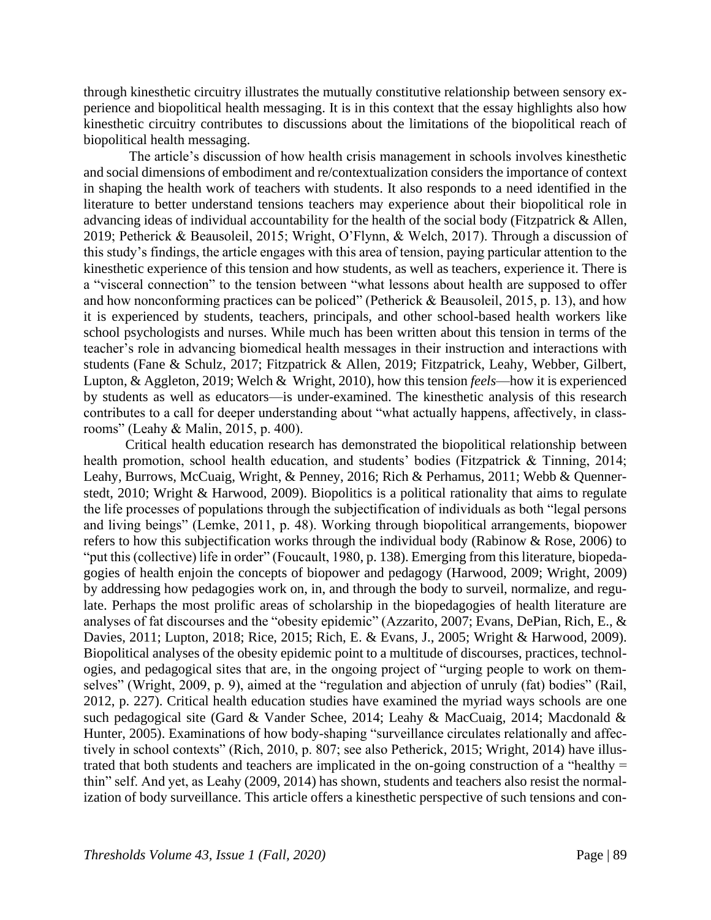through kinesthetic circuitry illustrates the mutually constitutive relationship between sensory experience and biopolitical health messaging. It is in this context that the essay highlights also how kinesthetic circuitry contributes to discussions about the limitations of the biopolitical reach of biopolitical health messaging.

The article's discussion of how health crisis management in schools involves kinesthetic and social dimensions of embodiment and re/contextualization considers the importance of context in shaping the health work of teachers with students. It also responds to a need identified in the literature to better understand tensions teachers may experience about their biopolitical role in advancing ideas of individual accountability for the health of the social body (Fitzpatrick & Allen, 2019; Petherick & Beausoleil, 2015; Wright, O'Flynn, & Welch, 2017). Through a discussion of this study's findings, the article engages with this area of tension, paying particular attention to the kinesthetic experience of this tension and how students, as well as teachers, experience it. There is a "visceral connection" to the tension between "what lessons about health are supposed to offer and how nonconforming practices can be policed" (Petherick & Beausoleil, 2015, p. 13), and how it is experienced by students, teachers, principals, and other school-based health workers like school psychologists and nurses. While much has been written about this tension in terms of the teacher's role in advancing biomedical health messages in their instruction and interactions with students (Fane & Schulz, 2017; Fitzpatrick & Allen, 2019; Fitzpatrick, Leahy, Webber, Gilbert, Lupton, & Aggleton, 2019; Welch & Wright, 2010), how this tension *feels*—how it is experienced by students as well as educators—is under-examined. The kinesthetic analysis of this research contributes to a call for deeper understanding about "what actually happens, affectively, in classrooms" (Leahy & Malin, 2015, p. 400).

Critical health education research has demonstrated the biopolitical relationship between health promotion, school health education, and students' bodies (Fitzpatrick & Tinning, 2014; Leahy, Burrows, McCuaig, Wright, & Penney, 2016; Rich & Perhamus, 2011; Webb & Quennerstedt, 2010; Wright & Harwood, 2009). Biopolitics is a political rationality that aims to regulate the life processes of populations through the subjectification of individuals as both "legal persons and living beings" (Lemke, 2011, p. 48). Working through biopolitical arrangements, biopower refers to how this subjectification works through the individual body (Rabinow & Rose, 2006) to "put this (collective) life in order" (Foucault, 1980, p. 138). Emerging from this literature, biopedagogies of health enjoin the concepts of biopower and pedagogy (Harwood, 2009; Wright, 2009) by addressing how pedagogies work on, in, and through the body to surveil, normalize, and regulate. Perhaps the most prolific areas of scholarship in the biopedagogies of health literature are analyses of fat discourses and the "obesity epidemic" (Azzarito, 2007; Evans, DePian, Rich, E., & Davies, 2011; Lupton, 2018; Rice, 2015; Rich, E. & Evans, J., 2005; Wright & Harwood, 2009). Biopolitical analyses of the obesity epidemic point to a multitude of discourses, practices, technologies, and pedagogical sites that are, in the ongoing project of "urging people to work on themselves" (Wright, 2009, p. 9), aimed at the "regulation and abjection of unruly (fat) bodies" (Rail, 2012, p. 227). Critical health education studies have examined the myriad ways schools are one such pedagogical site (Gard & Vander Schee, 2014; Leahy & MacCuaig, 2014; Macdonald & Hunter, 2005). Examinations of how body-shaping "surveillance circulates relationally and affectively in school contexts" (Rich, 2010, p. 807; see also Petherick, 2015; Wright, 2014) have illustrated that both students and teachers are implicated in the on-going construction of a "healthy = thin" self. And yet, as Leahy (2009, 2014) has shown, students and teachers also resist the normalization of body surveillance. This article offers a kinesthetic perspective of such tensions and con-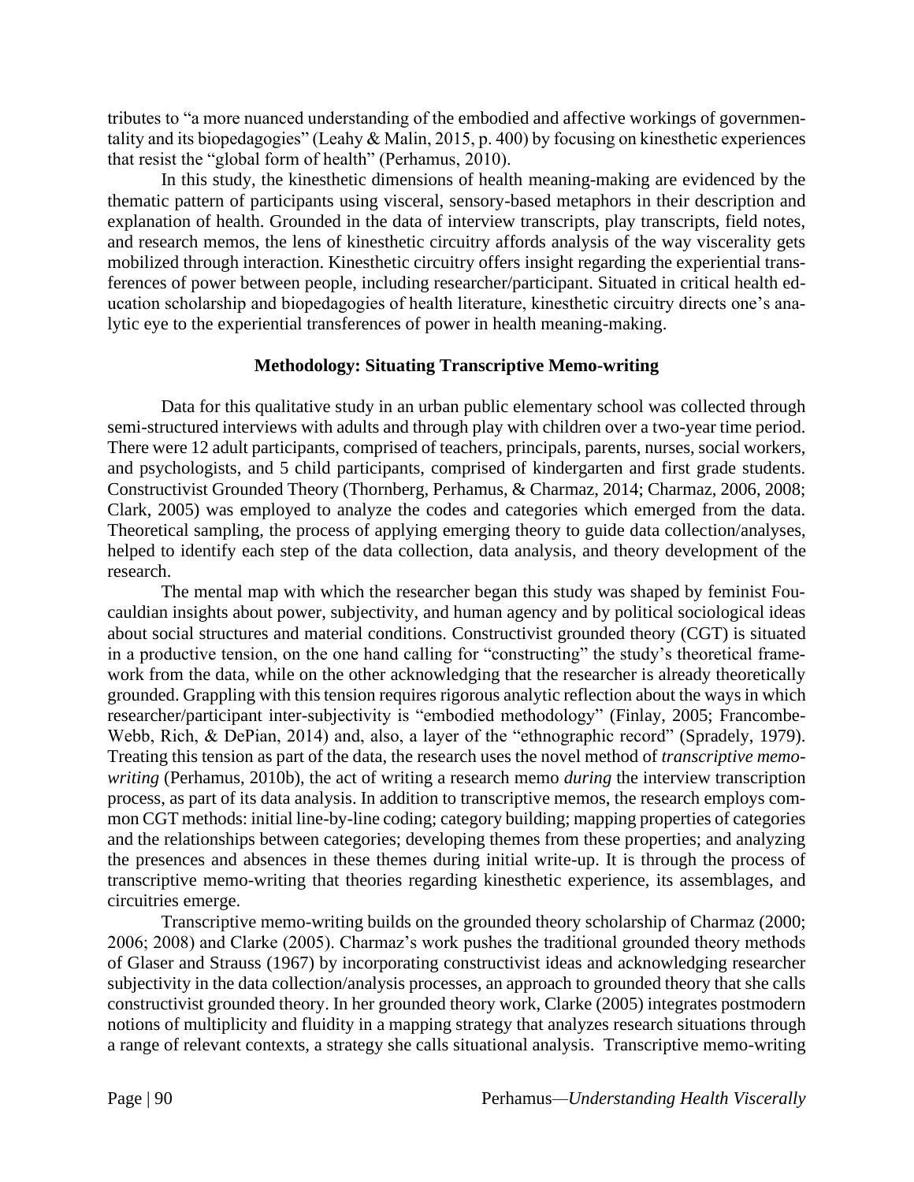tributes to "a more nuanced understanding of the embodied and affective workings of governmentality and its biopedagogies" (Leahy & Malin, 2015, p. 400) by focusing on kinesthetic experiences that resist the "global form of health" (Perhamus, 2010).

In this study, the kinesthetic dimensions of health meaning-making are evidenced by the thematic pattern of participants using visceral, sensory-based metaphors in their description and explanation of health. Grounded in the data of interview transcripts, play transcripts, field notes, and research memos, the lens of kinesthetic circuitry affords analysis of the way viscerality gets mobilized through interaction. Kinesthetic circuitry offers insight regarding the experiential transferences of power between people, including researcher/participant. Situated in critical health education scholarship and biopedagogies of health literature, kinesthetic circuitry directs one's analytic eye to the experiential transferences of power in health meaning-making.

## Methodology: Situating Transcriptive Memo-writing

Data for this qualitative study in an urban public elementary school was collected through semi-structured interviews with adults and through play with children over a two-year time period. There were 12 adult participants, comprised of teachers, principals, parents, nurses, social workers, and psychologists, and 5 child participants, comprised of kindergarten and first grade students. Constructivist Grounded Theory (Thornberg, Perhamus, & Charmaz, 2014; Charmaz, 2006, 2008; Clark, 2005) was employed to analyze the codes and categories which emerged from the data. Theoretical sampling, the process of applying emerging theory to guide data collection/analyses, helped to identify each step of the data collection, data analysis, and theory development of the research.

The mental map with which the researcher began this study was shaped by feminist Foucauldian insights about power, subjectivity, and human agency and by political sociological ideas about social structures and material conditions. Constructivist grounded theory (CGT) is situated in a productive tension, on the one hand calling for "constructing" the study's theoretical framework from the data, while on the other acknowledging that the researcher is already theoretically grounded. Grappling with this tension requires rigorous analytic reflection about the ways in which researcher/participant inter-subjectivity is "embodied methodology" (Finlay, 2005; Francombe-Webb, Rich, & DePian, 2014) and, also, a layer of the "ethnographic record" (Spradely, 1979). Treating this tension as part of the data, the research uses the novel method of *transcriptive memo-writing* (Perhamus, 2010b), the act of writing a research memo *during* the interview transcription process, as part of its data analysis. In addition to transcriptive memos, the research employs common CGT methods: initial line-by-line coding; category building; mapping properties of categories and the relationships between categories; developing themes from these properties; and analyzing the presences and absences in these themes during initial write-up. It is through the process of transcriptive memo-writing that theories regarding kinesthetic experience, its assemblages, and circuitries emerge.

Transcriptive memo-writing builds on the grounded theory scholarship of Charmaz (2000; 2006; 2008) and Clarke (2005). Charmaz's work pushes the traditional grounded theory methods of Glaser and Strauss (1967) by incorporating constructivist ideas and acknowledging researcher subjectivity in the data collection/analysis processes, an approach to grounded theory that she calls constructivist grounded theory. In her grounded theory work, Clarke (2005) integrates postmodern notions of multiplicity and fluidity in a mapping strategy that analyzes research situations through a range of relevant contexts, a strategy she calls situational analysis. Transcriptive memo-writing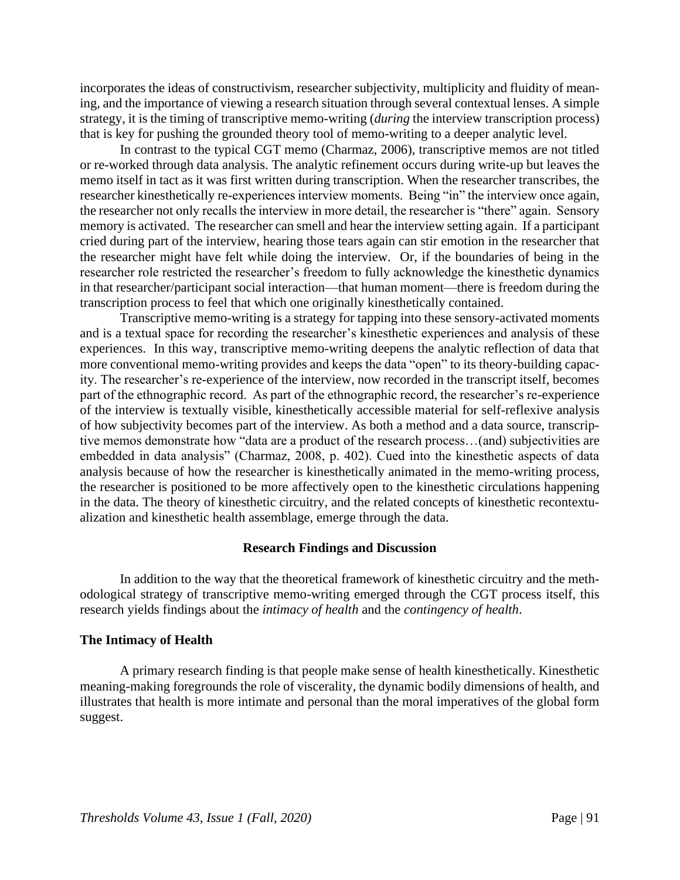incorporates the ideas of constructivism, researcher subjectivity, multiplicity and fluidity of meaning, and the importance of viewing a research situation through several contextual lenses. A simple strategy, it is the timing of transcriptive memo-writing (*during* the interview transcription process) that is key for pushing the grounded theory tool of memo-writing to a deeper analytic level.

In contrast to the typical CGT memo (Charmaz, 2006), transcriptive memos are not titled or re-worked through data analysis. The analytic refinement occurs during write-up but leaves the memo itself in tact as it was first written during transcription. When the researcher transcribes, the researcher kinesthetically re-experiences interview moments. Being "in" the interview once again, the researcher not only recalls the interview in more detail, the researcher is "there" again. Sensory memory is activated. The researcher can smell and hear the interview setting again. If a participant cried during part of the interview, hearing those tears again can stir emotion in the researcher that the researcher might have felt while doing the interview. Or, if the boundaries of being in the researcher role restricted the researcher's freedom to fully acknowledge the kinesthetic dynamics in that researcher/participant social interaction—that human moment—there is freedom during the transcription process to feel that which one originally kinesthetically contained.

Transcriptive memo-writing is a strategy for tapping into these sensory-activated moments and is a textual space for recording the researcher's kinesthetic experiences and analysis of these experiences. In this way, transcriptive memo-writing deepens the analytic reflection of data that more conventional memo-writing provides and keeps the data "open" to its theory-building capacity. The researcher's re-experience of the interview, now recorded in the transcript itself, becomes part of the ethnographic record. As part of the ethnographic record, the researcher's re-experience of the interview is textually visible, kinesthetically accessible material for self-reflexive analysis of how subjectivity becomes part of the interview. As both a method and a data source, transcriptive memos demonstrate how "data are a product of the research process…(and) subjectivities are embedded in data analysis" (Charmaz, 2008, p. 402). Cued into the kinesthetic aspects of data analysis because of how the researcher is kinesthetically animated in the memo-writing process, the researcher is positioned to be more affectively open to the kinesthetic circulations happening in the data. The theory of kinesthetic circuitry, and the related concepts of kinesthetic recontextualization and kinesthetic health assemblage, emerge through the data.

## Research Findings and Discussion

In addition to the way that the theoretical framework of kinesthetic circuitry and the methodological strategy of transcriptive memo-writing emerged through the CGT process itself, this research yields findings about the *intimacy of health* and the *contingency of health*.

### The Intimacy of Health

A primary research finding is that people make sense of health kinesthetically. Kinesthetic meaning-making foregrounds the role of viscerality, the dynamic bodily dimensions of health, and illustrates that health is more intimate and personal than the moral imperatives of the global form suggest.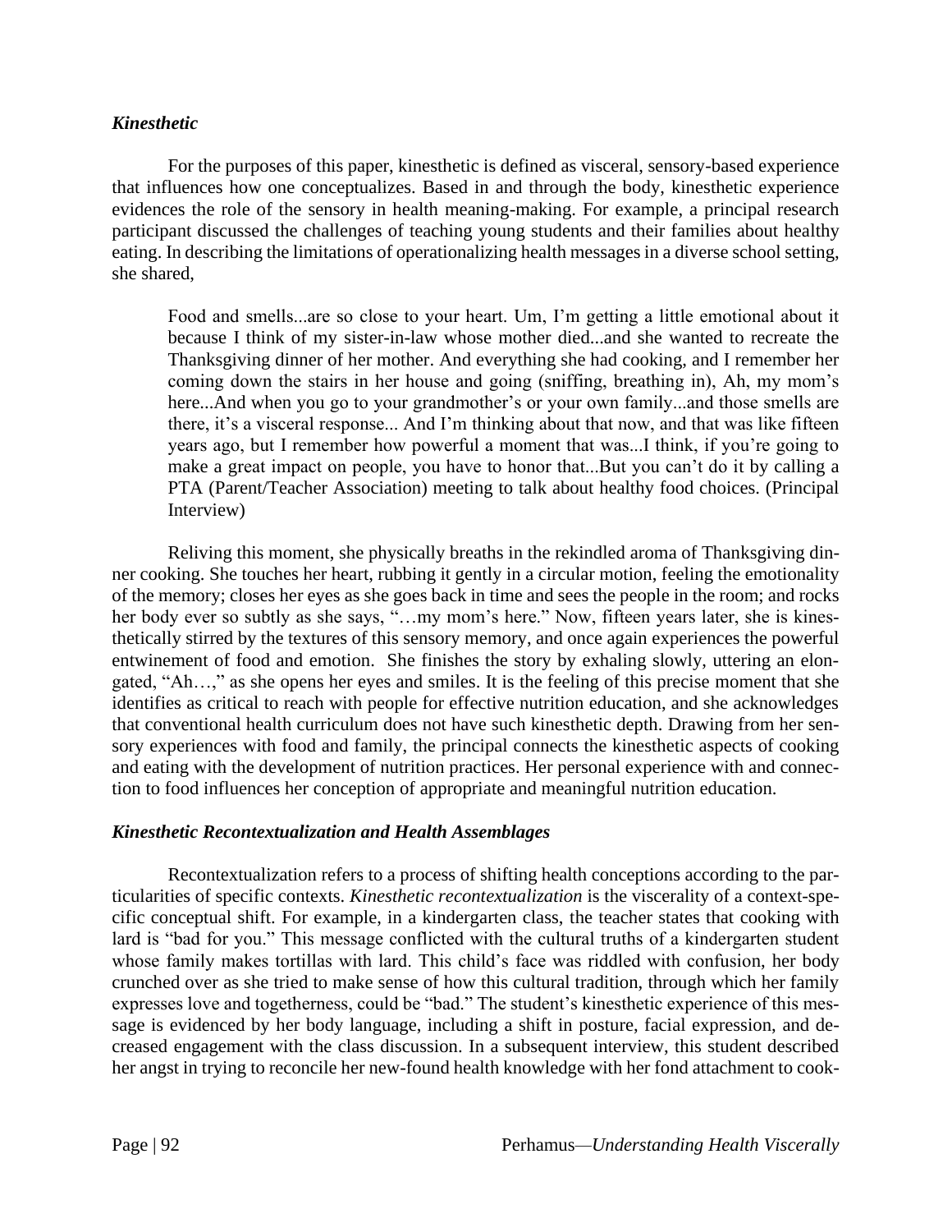### *Kinesthetic*

For the purposes of this paper, kinesthetic is defined as visceral, sensory-based experience that influences how one conceptualizes. Based in and through the body, kinesthetic experience evidences the role of the sensory in health meaning-making. For example, a principal research participant discussed the challenges of teaching young students and their families about healthy eating. In describing the limitations of operationalizing health messages in a diverse school setting, she shared,

> Food and smells...are so close to your heart. Um, I'm getting a little emotional about it because I think of my sister-in-law whose mother died...and she wanted to recreate the Thanksgiving dinner of her mother. And everything she had cooking, and I remember her coming down the stairs in her house and going (sniffing, breathing in), Ah, my mom's here...And when you go to your grandmother's or your own family...and those smells are there, it's a visceral response... And I'm thinking about that now, and that was like fifteen years ago, but I remember how powerful a moment that was...I think, if you're going to make a great impact on people, you have to honor that...But you can't do it by calling a PTA (Parent/Teacher Association) meeting to talk about healthy food choices. (Principal Interview)

Reliving this moment, she physically breaths in the rekindled aroma of Thanksgiving dinner cooking. She touches her heart, rubbing it gently in a circular motion, feeling the emotionality of the memory; closes her eyes as she goes back in time and sees the people in the room; and rocks her body ever so subtly as she says, "…my mom's here." Now, fifteen years later, she is kinesthetically stirred by the textures of this sensory memory, and once again experiences the powerful entwinement of food and emotion. She finishes the story by exhaling slowly, uttering an elongated, "Ah…," as she opens her eyes and smiles. It is the feeling of this precise moment that she identifies as critical to reach with people for effective nutrition education, and she acknowledges that conventional health curriculum does not have such kinesthetic depth. Drawing from her sensory experiences with food and family, the principal connects the kinesthetic aspects of cooking and eating with the development of nutrition practices. Her personal experience with and connection to food influences her conception of appropriate and meaningful nutrition education.

### *Kinesthetic Recontextualization and Health Assemblages*

Recontextualization refers to a process of shifting health conceptions according to the particularities of specific contexts. *Kinesthetic recontextualization* is the viscerality of a context-specific conceptual shift. For example, in a kindergarten class, the teacher states that cooking with lard is "bad for you." This message conflicted with the cultural truths of a kindergarten student whose family makes tortillas with lard. This child's face was riddled with confusion, her body crunched over as she tried to make sense of how this cultural tradition, through which her family expresses love and togetherness, could be "bad." The student's kinesthetic experience of this message is evidenced by her body language, including a shift in posture, facial expression, and decreased engagement with the class discussion. In a subsequent interview, this student described her angst in trying to reconcile her new-found health knowledge with her fond attachment to cook-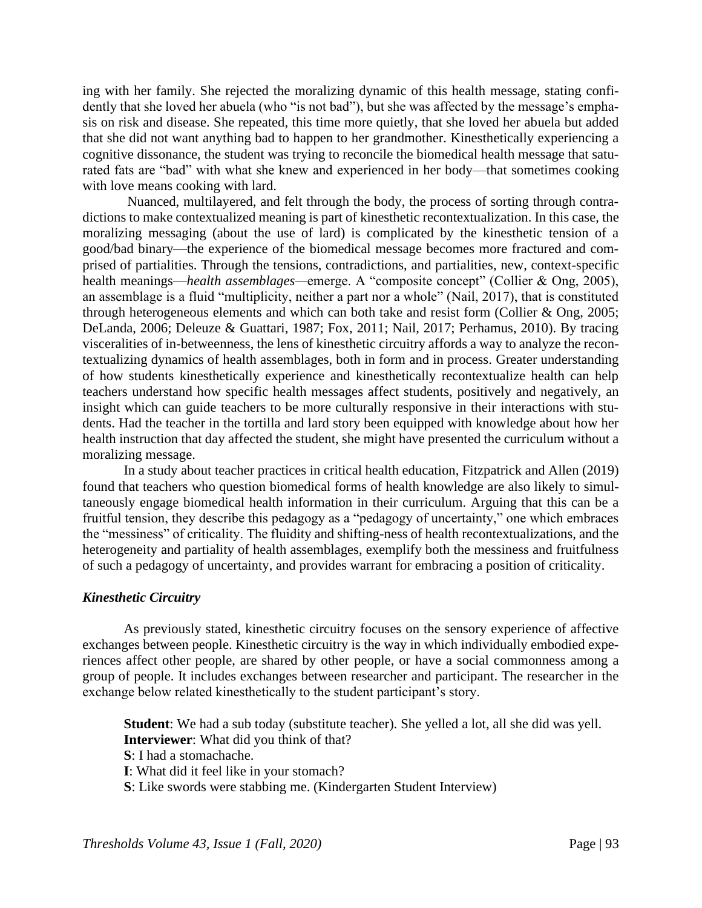ing with her family. She rejected the moralizing dynamic of this health message, stating confidently that she loved her abuela (who "is not bad"), but she was affected by the message's emphasis on risk and disease. She repeated, this time more quietly, that she loved her abuela but added that she did not want anything bad to happen to her grandmother. Kinesthetically experiencing a cognitive dissonance, the student was trying to reconcile the biomedical health message that saturated fats are "bad" with what she knew and experienced in her body—that sometimes cooking with love means cooking with lard.

Nuanced, multilayered, and felt through the body, the process of sorting through contradictions to make contextualized meaning is part of kinesthetic recontextualization. In this case, the moralizing messaging (about the use of lard) is complicated by the kinesthetic tension of a good/bad binary—the experience of the biomedical message becomes more fractured and comprised of partialities. Through the tensions, contradictions, and partialities, new, context-specific health meanings—*health assemblages*—emerge. A "composite concept" (Collier & Ong, 2005), an assemblage is a fluid "multiplicity, neither a part nor a whole" (Nail, 2017), that is constituted through heterogeneous elements and which can both take and resist form (Collier & Ong, 2005; DeLanda, 2006; Deleuze & Guattari, 1987; Fox, 2011; Nail, 2017; Perhamus, 2010). By tracing visceralities of in-betweenness, the lens of kinesthetic circuitry affords a way to analyze the recontextualizing dynamics of health assemblages, both in form and in process. Greater understanding of how students kinesthetically experience and kinesthetically recontextualize health can help teachers understand how specific health messages affect students, positively and negatively, an insight which can guide teachers to be more culturally responsive in their interactions with students. Had the teacher in the tortilla and lard story been equipped with knowledge about how her health instruction that day affected the student, she might have presented the curriculum without a moralizing message.

In a study about teacher practices in critical health education, Fitzpatrick and Allen (2019) found that teachers who question biomedical forms of health knowledge are also likely to simultaneously engage biomedical health information in their curriculum. Arguing that this can be a fruitful tension, they describe this pedagogy as a "pedagogy of uncertainty," one which embraces the "messiness" of criticality. The fluidity and shifting-ness of health recontextualizations, and the heterogeneity and partiality of health assemblages, exemplify both the messiness and fruitfulness of such a pedagogy of uncertainty, and provides warrant for embracing a position of criticality.

### *Kinesthetic Circuitry*

As previously stated, kinesthetic circuitry focuses on the sensory experience of affective exchanges between people. Kinesthetic circuitry is the way in which individually embodied experiences affect other people, are shared by other people, or have a social commonness among a group of people. It includes exchanges between researcher and participant. The researcher in the exchange below related kinesthetically to the student participant's story.

> **Student**: We had a sub today (substitute teacher). She yelled a lot, all she did was yell.
> **Interviewer**: What did you think of that?
> **S**: I had a stomachache.
> **I**: What did it feel like in your stomach?
> **S**: Like swords were stabbing me. (Kindergarten Student Interview)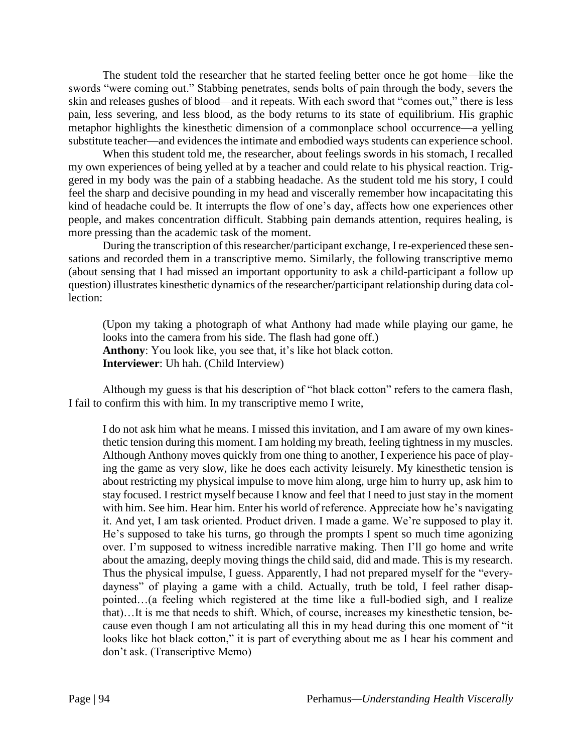The student told the researcher that he started feeling better once he got home—like the swords "were coming out." Stabbing penetrates, sends bolts of pain through the body, severs the skin and releases gushes of blood—and it repeats. With each sword that "comes out," there is less pain, less severing, and less blood, as the body returns to its state of equilibrium. His graphic metaphor highlights the kinesthetic dimension of a commonplace school occurrence—a yelling substitute teacher—and evidences the intimate and embodied ways students can experience school.

When this student told me, the researcher, about feelings swords in his stomach, I recalled my own experiences of being yelled at by a teacher and could relate to his physical reaction. Triggered in my body was the pain of a stabbing headache. As the student told me his story, I could feel the sharp and decisive pounding in my head and viscerally remember how incapacitating this kind of headache could be. It interrupts the flow of one's day, affects how one experiences other people, and makes concentration difficult. Stabbing pain demands attention, requires healing, is more pressing than the academic task of the moment.

During the transcription of this researcher/participant exchange, I re-experienced these sensations and recorded them in a transcriptive memo. Similarly, the following transcriptive memo (about sensing that I had missed an important opportunity to ask a child-participant a follow up question) illustrates kinesthetic dynamics of the researcher/participant relationship during data collection:

> (Upon my taking a photograph of what Anthony had made while playing our game, he looks into the camera from his side. The flash had gone off.)
> **Anthony**: You look like, you see that, it's like hot black cotton.
> **Interviewer**: Uh hah. (Child Interview)

Although my guess is that his description of "hot black cotton" refers to the camera flash, I fail to confirm this with him. In my transcriptive memo I write,

> I do not ask him what he means. I missed this invitation, and I am aware of my own kinesthetic tension during this moment. I am holding my breath, feeling tightness in my muscles. Although Anthony moves quickly from one thing to another, I experience his pace of playing the game as very slow, like he does each activity leisurely. My kinesthetic tension is about restricting my physical impulse to move him along, urge him to hurry up, ask him to stay focused. I restrict myself because I know and feel that I need to just stay in the moment with him. See him. Hear him. Enter his world of reference. Appreciate how he's navigating it. And yet, I am task oriented. Product driven. I made a game. We're supposed to play it. He's supposed to take his turns, go through the prompts I spent so much time agonizing over. I'm supposed to witness incredible narrative making. Then I'll go home and write about the amazing, deeply moving things the child said, did and made. This is my research. Thus the physical impulse, I guess. Apparently, I had not prepared myself for the "everydayness" of playing a game with a child. Actually, truth be told, I feel rather disappointed…(a feeling which registered at the time like a full-bodied sigh, and I realize that)…It is me that needs to shift. Which, of course, increases my kinesthetic tension, because even though I am not articulating all this in my head during this one moment of "it looks like hot black cotton," it is part of everything about me as I hear his comment and don't ask. (Transcriptive Memo)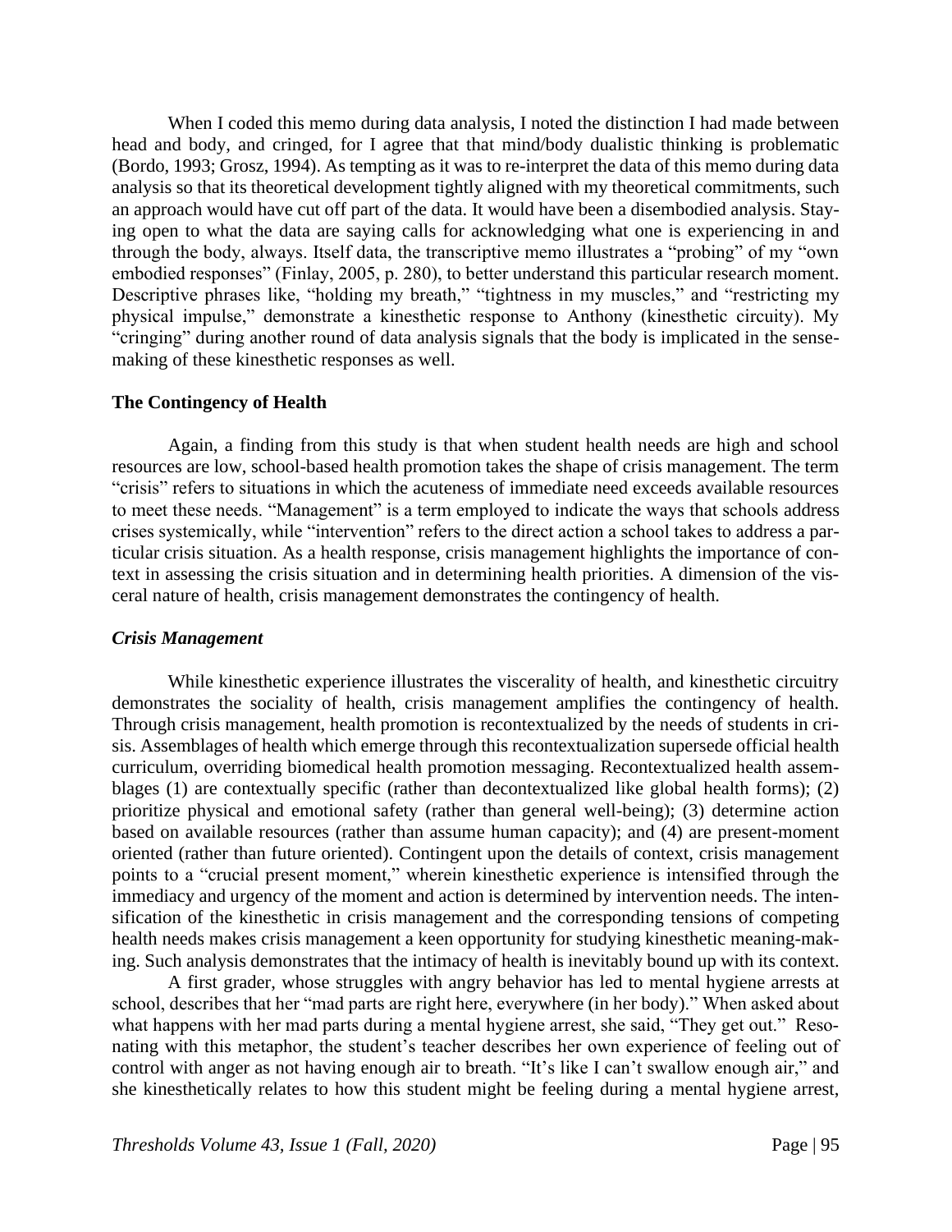When I coded this memo during data analysis, I noted the distinction I had made between head and body, and cringed, for I agree that that mind/body dualistic thinking is problematic (Bordo, 1993; Grosz, 1994). As tempting as it was to re-interpret the data of this memo during data analysis so that its theoretical development tightly aligned with my theoretical commitments, such an approach would have cut off part of the data. It would have been a disembodied analysis. Staying open to what the data are saying calls for acknowledging what one is experiencing in and through the body, always. Itself data, the transcriptive memo illustrates a "probing" of my "own embodied responses" (Finlay, 2005, p. 280), to better understand this particular research moment. Descriptive phrases like, "holding my breath," "tightness in my muscles," and "restricting my physical impulse," demonstrate a kinesthetic response to Anthony (kinesthetic circuitry). My "cringing" during another round of data analysis signals that the body is implicated in the sense-making of these kinesthetic responses as well.

### The Contingency of Health

Again, a finding from this study is that when student health needs are high and school resources are low, school-based health promotion takes the shape of crisis management. The term "crisis" refers to situations in which the acuteness of immediate need exceeds available resources to meet these needs. "Management" is a term employed to indicate the ways that schools address crises systemically, while "intervention" refers to the direct action a school takes to address a particular crisis situation. As a health response, crisis management highlights the importance of context in assessing the crisis situation and in determining health priorities. A dimension of the visceral nature of health, crisis management demonstrates the contingency of health.

#### *Crisis Management*

While kinesthetic experience illustrates the viscerality of health, and kinesthetic circuitry demonstrates the sociality of health, crisis management amplifies the contingency of health. Through crisis management, health promotion is recontextualized by the needs of students in crisis. Assemblages of health which emerge through this recontextualization supersede official health curriculum, overriding biomedical health promotion messaging. Recontextualized health assemblages (1) are contextually specific (rather than decontextualized like global health forms); (2) prioritize physical and emotional safety (rather than general well-being); (3) determine action based on available resources (rather than assume human capacity); and (4) are present-moment oriented (rather than future oriented). Contingent upon the details of context, crisis management points to a "crucial present moment," wherein kinesthetic experience is intensified through the immediacy and urgency of the moment and action is determined by intervention needs. The intensification of the kinesthetic in crisis management and the corresponding tensions of competing health needs makes crisis management a keen opportunity for studying kinesthetic meaning-making. Such analysis demonstrates that the intimacy of health is inevitably bound up with its context.

A first grader, whose struggles with angry behavior has led to mental hygiene arrests at school, describes that her "mad parts are right here, everywhere (in her body)." When asked about what happens with her mad parts during a mental hygiene arrest, she said, "They get out." Resonating with this metaphor, the student's teacher describes her own experience of feeling out of control with anger as not having enough air to breath. "It's like I can't swallow enough air," and she kinesthetically relates to how this student might be feeling during a mental hygiene arrest,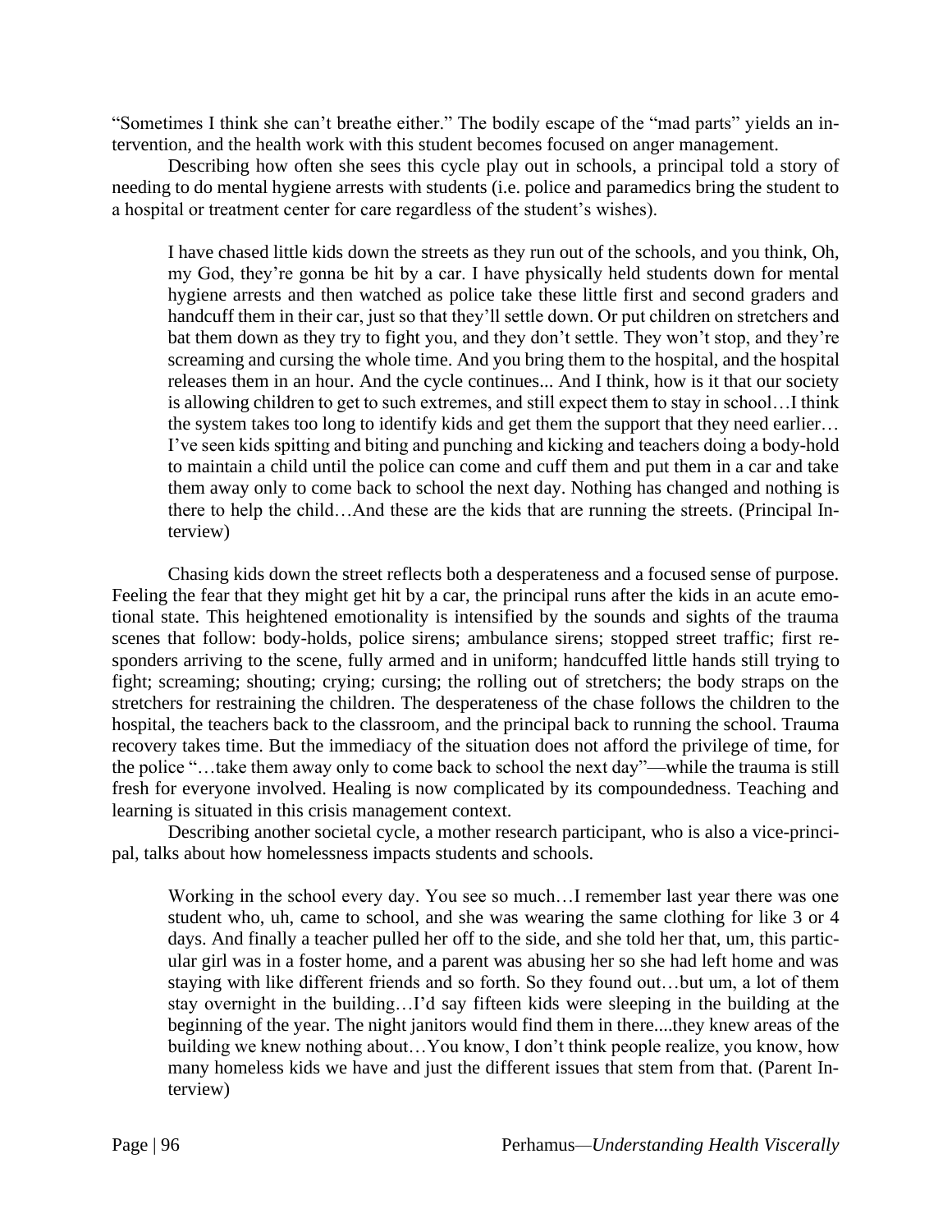"Sometimes I think she can't breathe either." The bodily escape of the "mad parts" yields an intervention, and the health work with this student becomes focused on anger management.

Describing how often she sees this cycle play out in schools, a principal told a story of needing to do mental hygiene arrests with students (i.e. police and paramedics bring the student to a hospital or treatment center for care regardless of the student's wishes).

> I have chased little kids down the streets as they run out of the schools, and you think, Oh, my God, they're gonna be hit by a car. I have physically held students down for mental hygiene arrests and then watched as police take these little first and second graders and handcuff them in their car, just so that they'll settle down. Or put children on stretchers and bat them down as they try to fight you, and they don't settle. They won't stop, and they're screaming and cursing the whole time. And you bring them to the hospital, and the hospital releases them in an hour. And the cycle continues... And I think, how is it that our society is allowing children to get to such extremes, and still expect them to stay in school…I think the system takes too long to identify kids and get them the support that they need earlier… I've seen kids spitting and biting and punching and kicking and teachers doing a body-hold to maintain a child until the police can come and cuff them and put them in a car and take them away only to come back to school the next day. Nothing has changed and nothing is there to help the child…And these are the kids that are running the streets. (Principal Interview)

Chasing kids down the street reflects both a desperateness and a focused sense of purpose. Feeling the fear that they might get hit by a car, the principal runs after the kids in an acute emotional state. This heightened emotionality is intensified by the sounds and sights of the trauma scenes that follow: body-holds, police sirens; ambulance sirens; stopped street traffic; first responders arriving to the scene, fully armed and in uniform; handcuffed little hands still trying to fight; screaming; shouting; crying; cursing; the rolling out of stretchers; the body straps on the stretchers for restraining the children. The desperateness of the chase follows the children to the hospital, the teachers back to the classroom, and the principal back to running the school. Trauma recovery takes time. But the immediacy of the situation does not afford the privilege of time, for the police "…take them away only to come back to school the next day"—while the trauma is still fresh for everyone involved. Healing is now complicated by its compoundedness. Teaching and learning is situated in this crisis management context.

Describing another societal cycle, a mother research participant, who is also a vice-principal, talks about how homelessness impacts students and schools.

> Working in the school every day. You see so much…I remember last year there was one student who, uh, came to school, and she was wearing the same clothing for like 3 or 4 days. And finally a teacher pulled her off to the side, and she told her that, um, this particular girl was in a foster home, and a parent was abusing her so she had left home and was staying with like different friends and so forth. So they found out…but um, a lot of them stay overnight in the building…I'd say fifteen kids were sleeping in the building at the beginning of the year. The night janitors would find them in there....they knew areas of the building we knew nothing about…You know, I don't think people realize, you know, how many homeless kids we have and just the different issues that stem from that. (Parent Interview)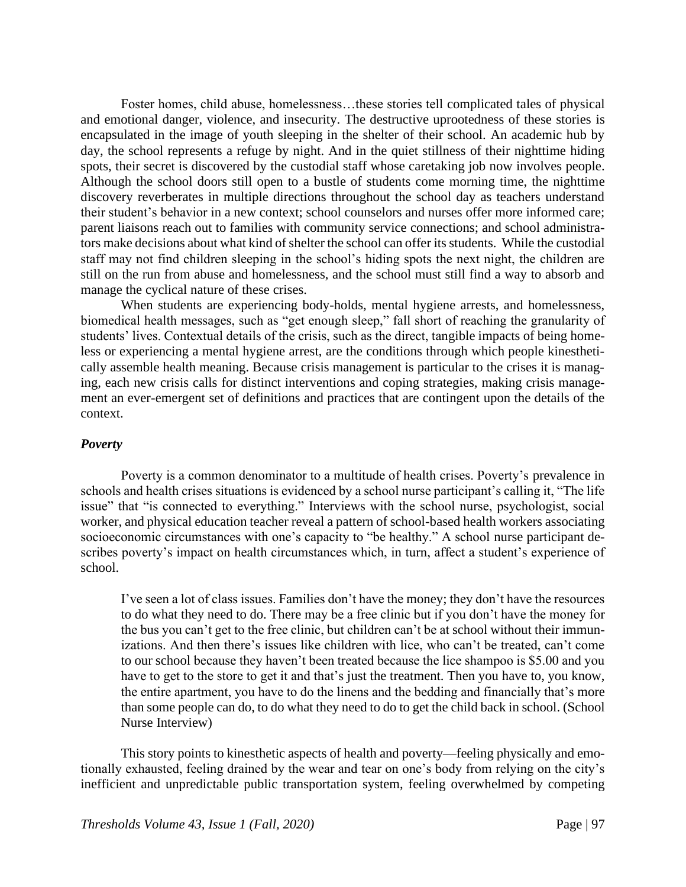Foster homes, child abuse, homelessness…these stories tell complicated tales of physical and emotional danger, violence, and insecurity. The destructive uprootedness of these stories is encapsulated in the image of youth sleeping in the shelter of their school. An academic hub by day, the school represents a refuge by night. And in the quiet stillness of their nighttime hiding spots, their secret is discovered by the custodial staff whose caretaking job now involves people. Although the school doors still open to a bustle of students come morning time, the nighttime discovery reverberates in multiple directions throughout the school day as teachers understand their student's behavior in a new context; school counselors and nurses offer more informed care; parent liaisons reach out to families with community service connections; and school administrators make decisions about what kind of shelter the school can offer its students. While the custodial staff may not find children sleeping in the school's hiding spots the next night, the children are still on the run from abuse and homelessness, and the school must still find a way to absorb and manage the cyclical nature of these crises.

When students are experiencing body-holds, mental hygiene arrests, and homelessness, biomedical health messages, such as "get enough sleep," fall short of reaching the granularity of students' lives. Contextual details of the crisis, such as the direct, tangible impacts of being homeless or experiencing a mental hygiene arrest, are the conditions through which people kinesthetically assemble health meaning. Because crisis management is particular to the crises it is managing, each new crisis calls for distinct interventions and coping strategies, making crisis management an ever-emergent set of definitions and practices that are contingent upon the details of the context.

### *Poverty*

Poverty is a common denominator to a multitude of health crises. Poverty's prevalence in schools and health crises situations is evidenced by a school nurse participant's calling it, "The life issue" that "is connected to everything." Interviews with the school nurse, psychologist, social worker, and physical education teacher reveal a pattern of school-based health workers associating socioeconomic circumstances with one's capacity to "be healthy." A school nurse participant describes poverty's impact on health circumstances which, in turn, affect a student's experience of school.

> I've seen a lot of class issues. Families don't have the money; they don't have the resources to do what they need to do. There may be a free clinic but if you don't have the money for the bus you can't get to the free clinic, but children can't be at school without their immunizations. And then there's issues like children with lice, who can't be treated, can't come to our school because they haven't been treated because the lice shampoo is $5.00 and you have to get to the store to get it and that's just the treatment. Then you have to, you know, the entire apartment, you have to do the linens and the bedding and financially that's more than some people can do, to do what they need to do to get the child back in school. (School Nurse Interview)

This story points to kinesthetic aspects of health and poverty—feeling physically and emotionally exhausted, feeling drained by the wear and tear on one's body from relying on the city's inefficient and unpredictable public transportation system, feeling overwhelmed by competing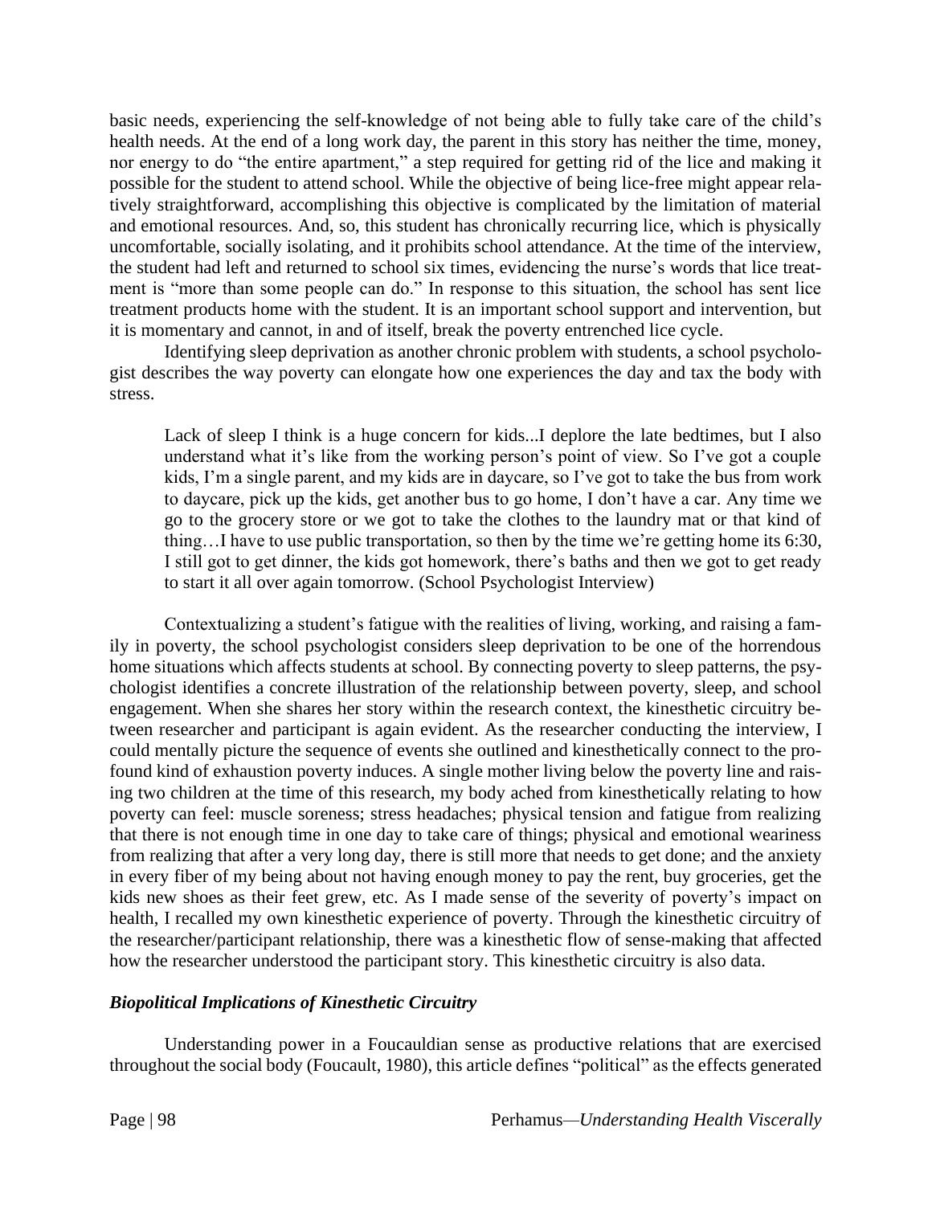basic needs, experiencing the self-knowledge of not being able to fully take care of the child's health needs. At the end of a long work day, the parent in this story has neither the time, money, nor energy to do "the entire apartment," a step required for getting rid of the lice and making it possible for the student to attend school. While the objective of being lice-free might appear relatively straightforward, accomplishing this objective is complicated by the limitation of material and emotional resources. And, so, this student has chronically recurring lice, which is physically uncomfortable, socially isolating, and it prohibits school attendance. At the time of the interview, the student had left and returned to school six times, evidencing the nurse's words that lice treatment is "more than some people can do." In response to this situation, the school has sent lice treatment products home with the student. It is an important school support and intervention, but it is momentary and cannot, in and of itself, break the poverty entrenched lice cycle.

Identifying sleep deprivation as another chronic problem with students, a school psychologist describes the way poverty can elongate how one experiences the day and tax the body with stress.

> Lack of sleep I think is a huge concern for kids...I deplore the late bedtimes, but I also understand what it's like from the working person's point of view. So I've got a couple kids, I'm a single parent, and my kids are in daycare, so I've got to take the bus from work to daycare, pick up the kids, get another bus to go home, I don't have a car. Any time we go to the grocery store or we got to take the clothes to the laundry mat or that kind of thing…I have to use public transportation, so then by the time we're getting home its 6:30, I still got to get dinner, the kids got homework, there's baths and then we got to get ready to start it all over again tomorrow. (School Psychologist Interview)

Contextualizing a student's fatigue with the realities of living, working, and raising a family in poverty, the school psychologist considers sleep deprivation to be one of the horrendous home situations which affects students at school. By connecting poverty to sleep patterns, the psychologist identifies a concrete illustration of the relationship between poverty, sleep, and school engagement. When she shares her story within the research context, the kinesthetic circuitry between researcher and participant is again evident. As the researcher conducting the interview, I could mentally picture the sequence of events she outlined and kinesthetically connect to the profound kind of exhaustion poverty induces. A single mother living below the poverty line and raising two children at the time of this research, my body ached from kinesthetically relating to how poverty can feel: muscle soreness; stress headaches; physical tension and fatigue from realizing that there is not enough time in one day to take care of things; physical and emotional weariness from realizing that after a very long day, there is still more that needs to get done; and the anxiety in every fiber of my being about not having enough money to pay the rent, buy groceries, get the kids new shoes as their feet grew, etc. As I made sense of the severity of poverty's impact on health, I recalled my own kinesthetic experience of poverty. Through the kinesthetic circuitry of the researcher/participant relationship, there was a kinesthetic flow of sense-making that affected how the researcher understood the participant story. This kinesthetic circuitry is also data.

### *Biopolitical Implications of Kinesthetic Circuitry*

Understanding power in a Foucauldian sense as productive relations that are exercised throughout the social body (Foucault, 1980), this article defines "political" as the effects generated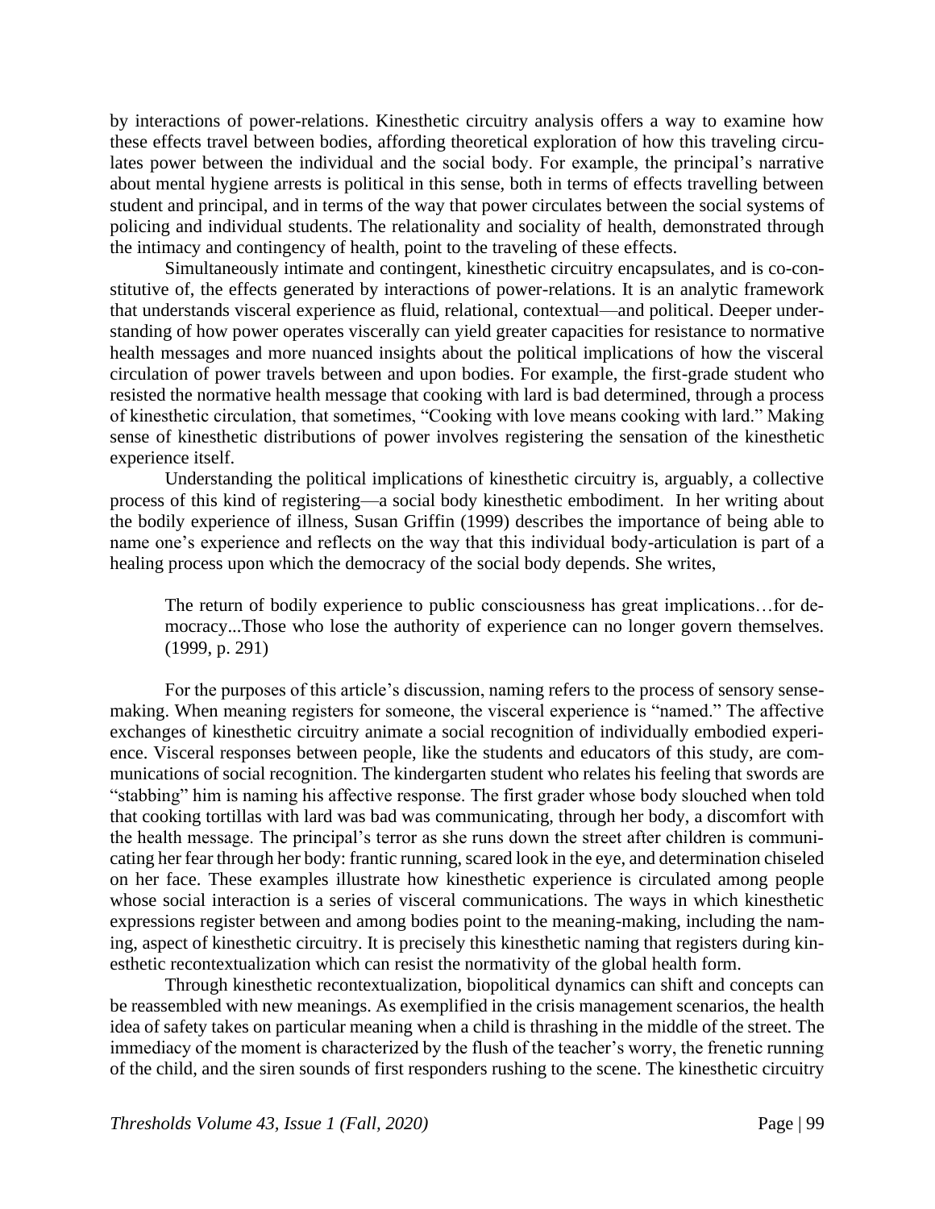by interactions of power-relations. Kinesthetic circuitry analysis offers a way to examine how these effects travel between bodies, affording theoretical exploration of how this traveling circulates power between the individual and the social body. For example, the principal's narrative about mental hygiene arrests is political in this sense, both in terms of effects travelling between student and principal, and in terms of the way that power circulates between the social systems of policing and individual students. The relationality and sociality of health, demonstrated through the intimacy and contingency of health, point to the traveling of these effects.

Simultaneously intimate and contingent, kinesthetic circuitry encapsulates, and is co-constitutive of, the effects generated by interactions of power-relations. It is an analytic framework that understands visceral experience as fluid, relational, contextual—and political. Deeper understanding of how power operates viscerally can yield greater capacities for resistance to normative health messages and more nuanced insights about the political implications of how the visceral circulation of power travels between and upon bodies. For example, the first-grade student who resisted the normative health message that cooking with lard is bad determined, through a process of kinesthetic circulation, that sometimes, "Cooking with love means cooking with lard." Making sense of kinesthetic distributions of power involves registering the sensation of the kinesthetic experience itself.

Understanding the political implications of kinesthetic circuitry is, arguably, a collective process of this kind of registering—a social body kinesthetic embodiment. In her writing about the bodily experience of illness, Susan Griffin (1999) describes the importance of being able to name one's experience and reflects on the way that this individual body-articulation is part of a healing process upon which the democracy of the social body depends. She writes,

> The return of bodily experience to public consciousness has great implications…for democracy...Those who lose the authority of experience can no longer govern themselves. (1999, p. 291)

For the purposes of this article's discussion, naming refers to the process of sensory sense-making. When meaning registers for someone, the visceral experience is "named." The affective exchanges of kinesthetic circuitry animate a social recognition of individually embodied experience. Visceral responses between people, like the students and educators of this study, are communications of social recognition. The kindergarten student who relates his feeling that swords are "stabbing" him is naming his affective response. The first grader whose body slouched when told that cooking tortillas with lard was bad was communicating, through her body, a discomfort with the health message. The principal's terror as she runs down the street after children is communicating her fear through her body: frantic running, scared look in the eye, and determination chiseled on her face. These examples illustrate how kinesthetic experience is circulated among people whose social interaction is a series of visceral communications. The ways in which kinesthetic expressions register between and among bodies point to the meaning-making, including the naming, aspect of kinesthetic circuitry. It is precisely this kinesthetic naming that registers during kinesthetic recontextualization which can resist the normativity of the global health form.

Through kinesthetic recontextualization, biopolitical dynamics can shift and concepts can be reassembled with new meanings. As exemplified in the crisis management scenarios, the health idea of safety takes on particular meaning when a child is thrashing in the middle of the street. The immediacy of the moment is characterized by the flush of the teacher's worry, the frenetic running of the child, and the siren sounds of first responders rushing to the scene. The kinesthetic circuitry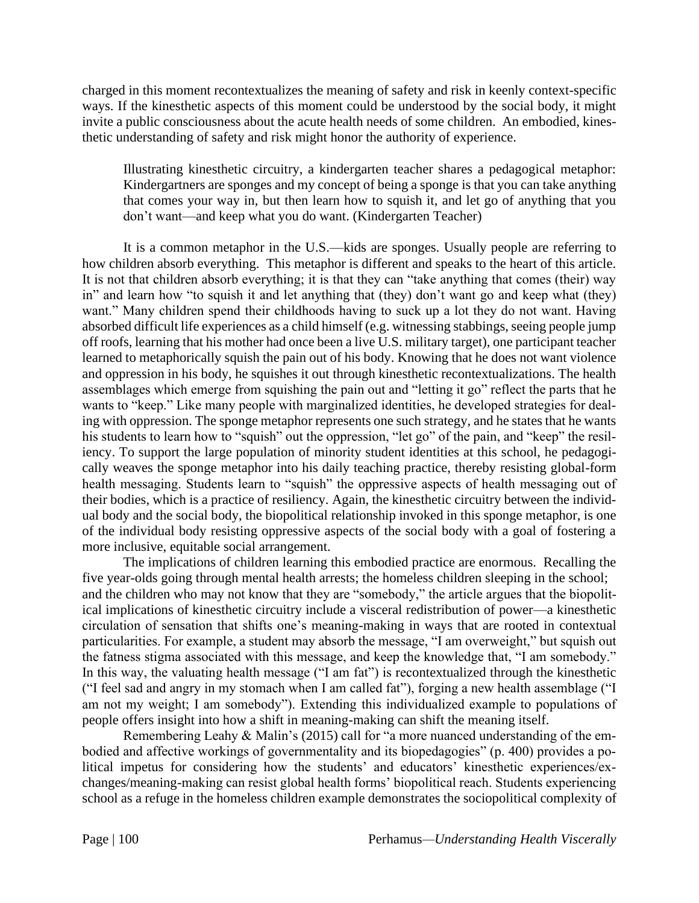charged in this moment recontextualizes the meaning of safety and risk in keenly context-specific ways. If the kinesthetic aspects of this moment could be understood by the social body, it might invite a public consciousness about the acute health needs of some children. An embodied, kinesthetic understanding of safety and risk might honor the authority of experience.

> Illustrating kinesthetic circuitry, a kindergarten teacher shares a pedagogical metaphor: Kindergartners are sponges and my concept of being a sponge is that you can take anything that comes your way in, but then learn how to squish it, and let go of anything that you don't want—and keep what you do want. (Kindergarten Teacher)

It is a common metaphor in the U.S.—kids are sponges. Usually people are referring to how children absorb everything. This metaphor is different and speaks to the heart of this article. It is not that children absorb everything; it is that they can "take anything that comes (their) way in" and learn how "to squish it and let anything that (they) don't want go and keep what (they) want." Many children spend their childhoods having to suck up a lot they do not want. Having absorbed difficult life experiences as a child himself (e.g. witnessing stabbings, seeing people jump off roofs, learning that his mother had once been a live U.S. military target), one participant teacher learned to metaphorically squish the pain out of his body. Knowing that he does not want violence and oppression in his body, he squishes it out through kinesthetic recontextualizations. The health assemblages which emerge from squishing the pain out and "letting it go" reflect the parts that he wants to "keep." Like many people with marginalized identities, he developed strategies for dealing with oppression. The sponge metaphor represents one such strategy, and he states that he wants his students to learn how to "squish" out the oppression, "let go" of the pain, and "keep" the resiliency. To support the large population of minority student identities at this school, he pedagogically weaves the sponge metaphor into his daily teaching practice, thereby resisting global-form health messaging. Students learn to "squish" the oppressive aspects of health messaging out of their bodies, which is a practice of resiliency. Again, the kinesthetic circuitry between the individual body and the social body, the biopolitical relationship invoked in this sponge metaphor, is one of the individual body resisting oppressive aspects of the social body with a goal of fostering a more inclusive, equitable social arrangement.

The implications of children learning this embodied practice are enormous. Recalling the five year-olds going through mental health arrests; the homeless children sleeping in the school; and the children who may not know that they are "somebody," the article argues that the biopolitical implications of kinesthetic circuitry include a visceral redistribution of power—a kinesthetic circulation of sensation that shifts one's meaning-making in ways that are rooted in contextual particularities. For example, a student may absorb the message, "I am overweight," but squish out the fatness stigma associated with this message, and keep the knowledge that, "I am somebody." In this way, the valuating health message ("I am fat") is recontextualized through the kinesthetic ("I feel sad and angry in my stomach when I am called fat"), forging a new health assemblage ("I am not my weight; I am somebody"). Extending this individualized example to populations of people offers insight into how a shift in meaning-making can shift the meaning itself.

Remembering Leahy & Malin's (2015) call for "a more nuanced understanding of the embodied and affective workings of governmentality and its biopedagogies" (p. 400) provides a political impetus for considering how the students' and educators' kinesthetic experiences/exchanges/meaning-making can resist global health forms' biopolitical reach. Students experiencing school as a refuge in the homeless children example demonstrates the sociopolitical complexity of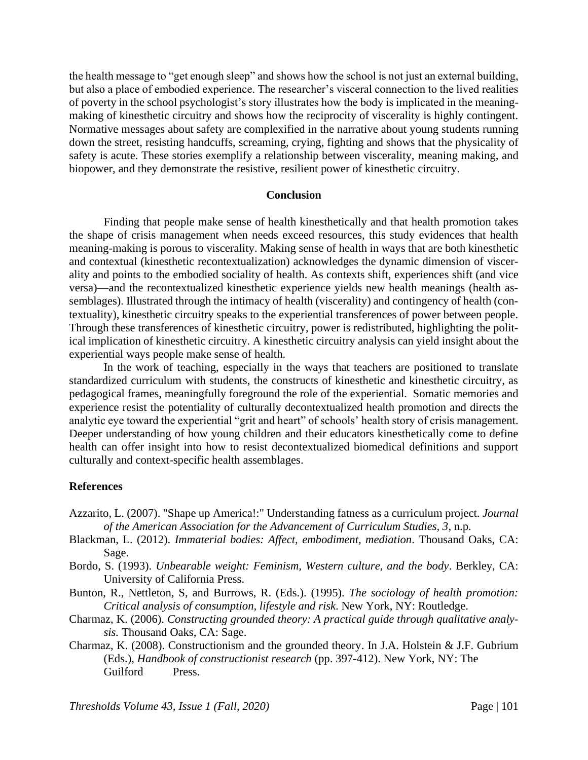the health message to "get enough sleep" and shows how the school is not just an external building, but also a place of embodied experience. The researcher's visceral connection to the lived realities of poverty in the school psychologist's story illustrates how the body is implicated in the meaning-making of kinesthetic circuitry and shows how the reciprocity of viscerality is highly contingent. Normative messages about safety are complexified in the narrative about young students running down the street, resisting handcuffs, screaming, crying, fighting and shows that the physicality of safety is acute. These stories exemplify a relationship between viscerality, meaning making, and biopower, and they demonstrate the resistive, resilient power of kinesthetic circuitry.

## Conclusion

Finding that people make sense of health kinesthetically and that health promotion takes the shape of crisis management when needs exceed resources, this study evidences that health meaning-making is porous to viscerality. Making sense of health in ways that are both kinesthetic and contextual (kinesthetic recontextualization) acknowledges the dynamic dimension of viscerality and points to the embodied sociality of health. As contexts shift, experiences shift (and vice versa)—and the recontextualized kinesthetic experience yields new health meanings (health assemblages). Illustrated through the intimacy of health (viscerality) and contingency of health (contextuality), kinesthetic circuitry speaks to the experiential transferences of power between people. Through these transferences of kinesthetic circuitry, power is redistributed, highlighting the political implication of kinesthetic circuitry. A kinesthetic circuitry analysis can yield insight about the experiential ways people make sense of health.

In the work of teaching, especially in the ways that teachers are positioned to translate standardized curriculum with students, the constructs of kinesthetic and kinesthetic circuitry, as pedagogical frames, meaningfully foreground the role of the experiential. Somatic memories and experience resist the potentiality of culturally decontextualized health promotion and directs the analytic eye toward the experiential "grit and heart" of schools' health story of crisis management. Deeper understanding of how young children and their educators kinesthetically come to define health can offer insight into how to resist decontextualized biomedical definitions and support culturally and context-specific health assemblages.

### References

Azzarito, L. (2007). "Shape up America!:" Understanding fatness as a curriculum project. *Journal of the American Association for the Advancement of Curriculum Studies, 3*, n.p.

Blackman, L. (2012). *Immaterial bodies: Affect, embodiment, mediation*. Thousand Oaks, CA: Sage.

Bordo, S. (1993). *Unbearable weight: Feminism, Western culture, and the body*. Berkley, CA: University of California Press.

Bunton, R., Nettleton, S, and Burrows, R. (Eds.). (1995). *The sociology of health promotion: Critical analysis of consumption, lifestyle and risk*. New York, NY: Routledge.

Charmaz, K. (2006). *Constructing grounded theory: A practical guide through qualitative analysis.* Thousand Oaks, CA: Sage.

Charmaz, K. (2008). Constructionism and the grounded theory. In J.A. Holstein & J.F. Gubrium (Eds.), *Handbook of constructionist research* (pp. 397-412). New York, NY: The Guilford Press.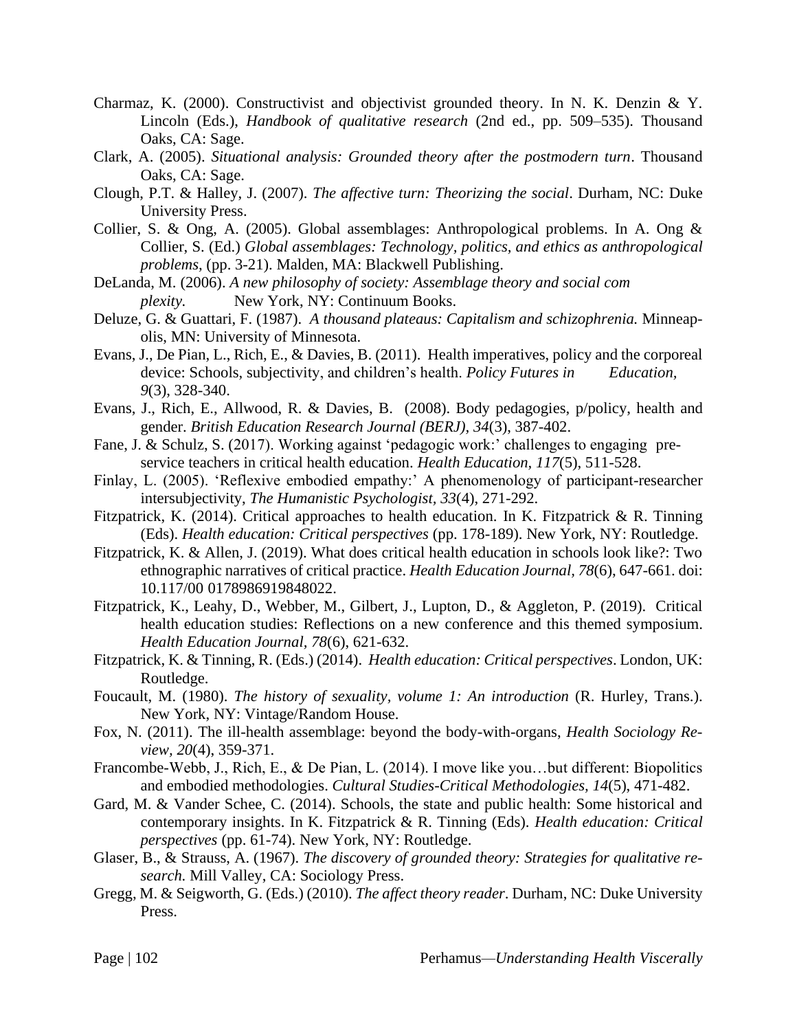Charmaz, K. (2000). Constructivist and objectivist grounded theory. In N. K. Denzin & Y. Lincoln (Eds.), *Handbook of qualitative research* (2nd ed., pp. 509–535). Thousand Oaks, CA: Sage.

Clark, A. (2005). *Situational analysis: Grounded theory after the postmodern turn*. Thousand Oaks, CA: Sage.

Clough, P.T. & Halley, J. (2007). *The affective turn: Theorizing the social*. Durham, NC: Duke University Press.

Collier, S. & Ong, A. (2005). Global assemblages: Anthropological problems. In A. Ong & Collier, S. (Ed.) *Global assemblages: Technology, politics, and ethics as anthropological problems*, (pp. 3-21). Malden, MA: Blackwell Publishing.

DeLanda, M. (2006). *A new philosophy of society: Assemblage theory and social com plexity.* New York, NY: Continuum Books.

Deluze, G. & Guattari, F. (1987). *A thousand plateaus: Capitalism and schizophrenia.* Minneapolis, MN: University of Minnesota.

Evans, J., De Pian, L., Rich, E., & Davies, B. (2011). Health imperatives, policy and the corporeal device: Schools, subjectivity, and children's health. *Policy Futures in Education, 9*(3), 328-340.

Evans, J., Rich, E., Allwood, R. & Davies, B. (2008). Body pedagogies, p/policy, health and gender. *British Education Research Journal (BERJ), 34*(3), 387-402.

Fane, J. & Schulz, S. (2017). Working against 'pedagogic work:' challenges to engaging pre-service teachers in critical health education. *Health Education, 117*(5), 511-528.

Finlay, L. (2005). 'Reflexive embodied empathy:' A phenomenology of participant-researcher intersubjectivity, *The Humanistic Psychologist, 33*(4), 271-292.

Fitzpatrick, K. (2014). Critical approaches to health education. In K. Fitzpatrick & R. Tinning (Eds). *Health education: Critical perspectives* (pp. 178-189). New York, NY: Routledge.

Fitzpatrick, K. & Allen, J. (2019). What does critical health education in schools look like?: Two ethnographic narratives of critical practice. *Health Education Journal, 78*(6), 647-661. doi: 10.117/00 0178986919848022.

Fitzpatrick, K., Leahy, D., Webber, M., Gilbert, J., Lupton, D., & Aggleton, P. (2019). Critical health education studies: Reflections on a new conference and this themed symposium. *Health Education Journal, 78*(6), 621-632.

Fitzpatrick, K. & Tinning, R. (Eds.) (2014). *Health education: Critical perspectives*. London, UK: Routledge.

Foucault, M. (1980). *The history of sexuality, volume 1: An introduction* (R. Hurley, Trans.). New York, NY: Vintage/Random House.

Fox, N. (2011). The ill-health assemblage: beyond the body-with-organs, *Health Sociology Review, 20*(4), 359-371.

Francombe-Webb, J., Rich, E., & De Pian, L. (2014). I move like you…but different: Biopolitics and embodied methodologies. *Cultural Studies-Critical Methodologies, 14*(5), 471-482.

Gard, M. & Vander Schee, C. (2014). Schools, the state and public health: Some historical and contemporary insights. In K. Fitzpatrick & R. Tinning (Eds). *Health education: Critical perspectives* (pp. 61-74). New York, NY: Routledge.

Glaser, B., & Strauss, A. (1967). *The discovery of grounded theory: Strategies for qualitative research.* Mill Valley, CA: Sociology Press.

Gregg, M. & Seigworth, G. (Eds.) (2010). *The affect theory reader*. Durham, NC: Duke University Press.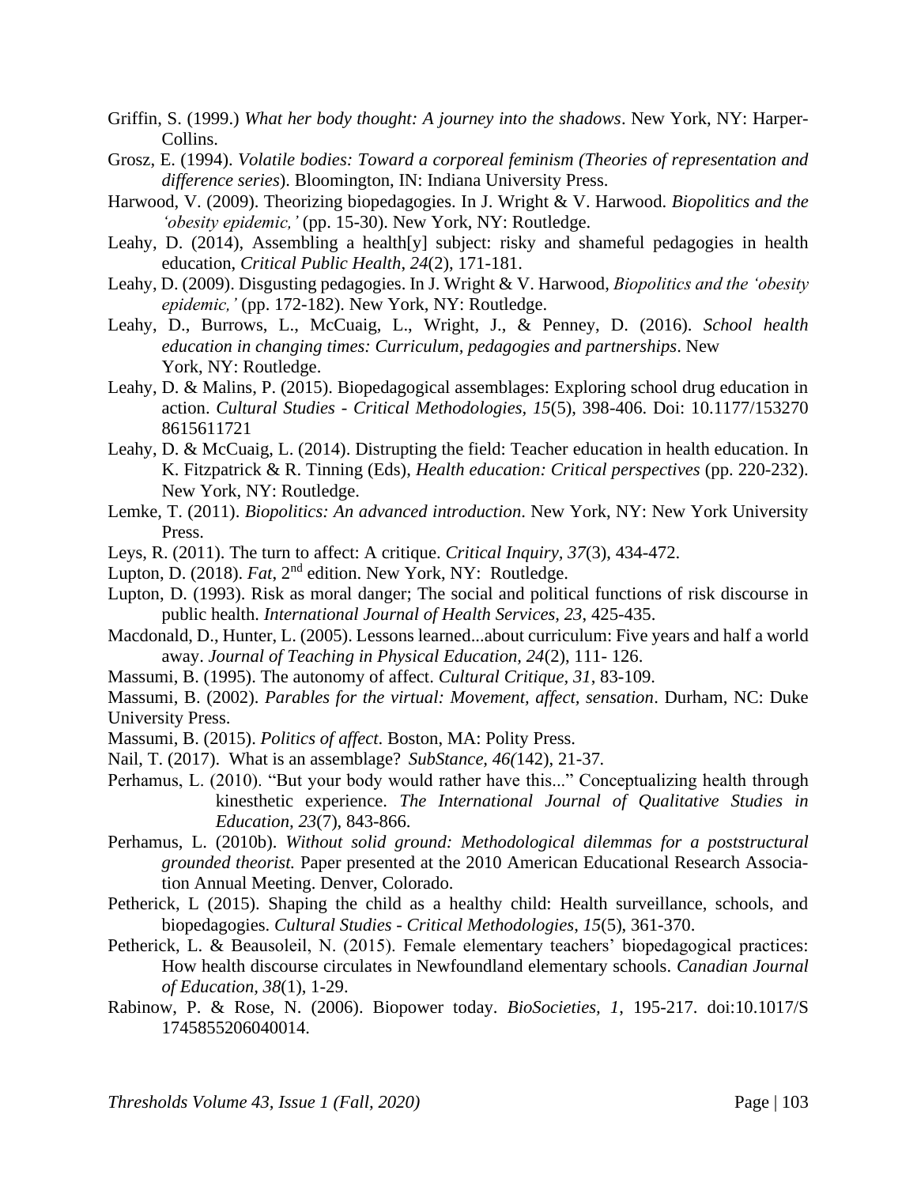Griffin, S. (1999.) *What her body thought: A journey into the shadows*. New York, NY: Harper-Collins.

Grosz, E. (1994). *Volatile bodies: Toward a corporeal feminism (Theories of representation and difference series*). Bloomington, IN: Indiana University Press.

Harwood, V. (2009). Theorizing biopedagogies. In J. Wright & V. Harwood. *Biopolitics and the 'obesity epidemic,'* (pp. 15-30). New York, NY: Routledge.

Leahy, D. (2014), Assembling a health[y] subject: risky and shameful pedagogies in health education, *Critical Public Health*, *24*(2), 171-181.

Leahy, D. (2009). Disgusting pedagogies. In J. Wright & V. Harwood, *Biopolitics and the 'obesity epidemic,'* (pp. 172-182). New York, NY: Routledge.

Leahy, D., Burrows, L., McCuaig, L., Wright, J., & Penney, D. (2016). *School health education in changing times: Curriculum, pedagogies and partnerships*. New York, NY: Routledge.

Leahy, D. & Malins, P. (2015). Biopedagogical assemblages: Exploring school drug education in action. *Cultural Studies - Critical Methodologies*, *15*(5), 398-406. Doi: 10.1177/153270 8615611721

Leahy, D. & McCuaig, L. (2014). Distrupting the field: Teacher education in health education. In K. Fitzpatrick & R. Tinning (Eds), *Health education: Critical perspectives* (pp. 220-232). New York, NY: Routledge.

Lemke, T. (2011). *Biopolitics: An advanced introduction*. New York, NY: New York University Press.

Leys, R. (2011). The turn to affect: A critique. *Critical Inquiry*, *37*(3), 434-472.

Lupton, D. (2018). *Fat*, 2nd edition. New York, NY: Routledge.

Lupton, D. (1993). Risk as moral danger; The social and political functions of risk discourse in public health. *International Journal of Health Services*, *23*, 425-435.

Macdonald, D., Hunter, L. (2005). Lessons learned...about curriculum: Five years and half a world away. *Journal of Teaching in Physical Education*, *24*(2), 111- 126.

Massumi, B. (1995). The autonomy of affect. *Cultural Critique*, *31*, 83-109.

Massumi, B. (2002). *Parables for the virtual: Movement, affect, sensation*. Durham, NC: Duke University Press.

Massumi, B. (2015). *Politics of affect*. Boston, MA: Polity Press.

Nail, T. (2017). What is an assemblage? *SubStance*, *46(*142), 21-37.

Perhamus, L. (2010). "But your body would rather have this..." Conceptualizing health through kinesthetic experience. *The International Journal of Qualitative Studies in Education*, *23*(7), 843-866.

Perhamus, L. (2010b). *Without solid ground: Methodological dilemmas for a poststructural grounded theorist.* Paper presented at the 2010 American Educational Research Association Annual Meeting. Denver, Colorado.

Petherick, L (2015). Shaping the child as a healthy child: Health surveillance, schools, and biopedagogies. *Cultural Studies - Critical Methodologies*, *15*(5), 361-370.

Petherick, L. & Beausoleil, N. (2015). Female elementary teachers' biopedagogical practices: How health discourse circulates in Newfoundland elementary schools. *Canadian Journal of Education*, *38*(1), 1-29.

Rabinow, P. & Rose, N. (2006). Biopower today. *BioSocieties*, *1*, 195-217. doi:10.1017/S 1745855206040014.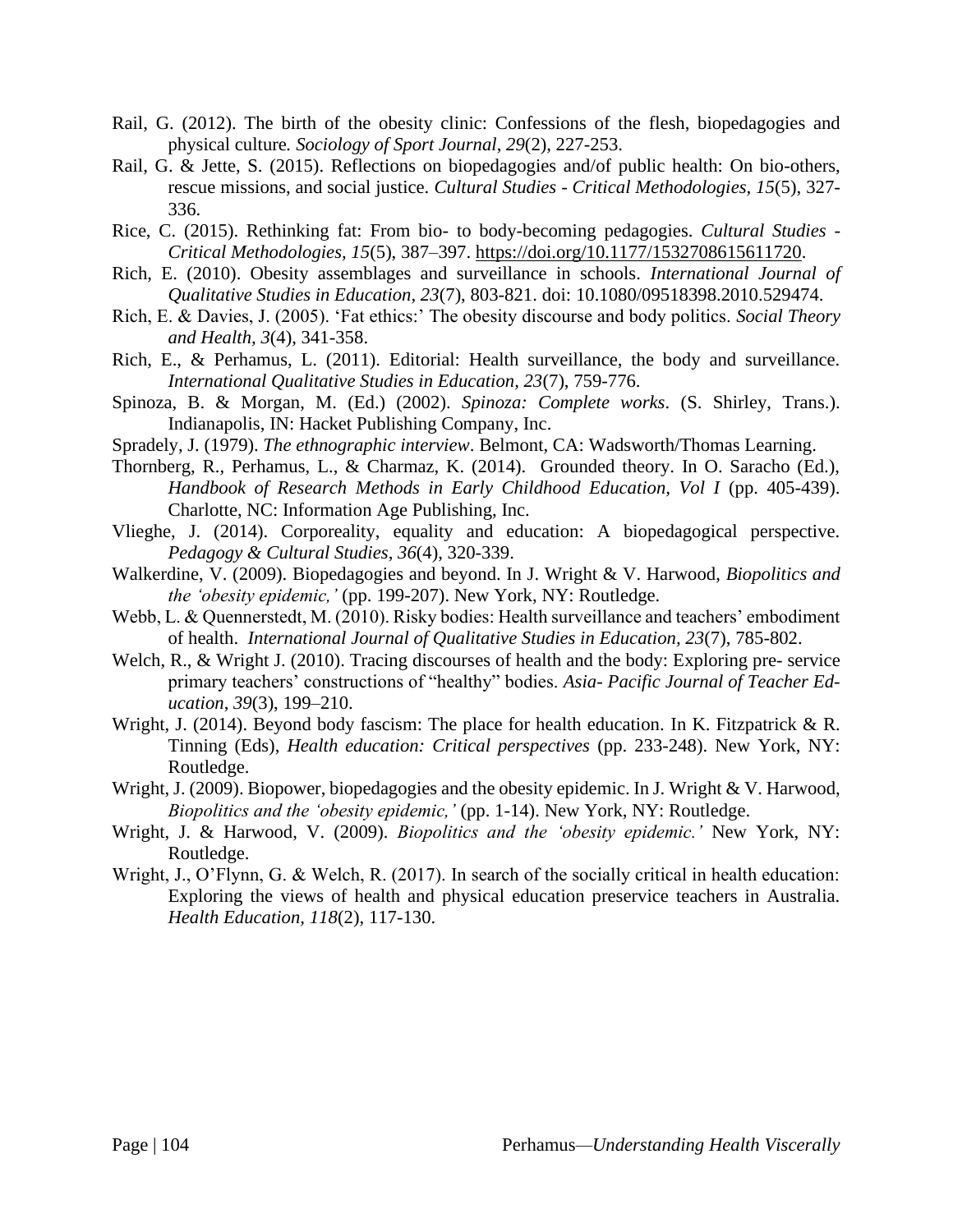Rail, G. (2012). The birth of the obesity clinic: Confessions of the flesh, biopedagogies and physical culture. *Sociology of Sport Journal*, *29*(2), 227-253.

Rail, G. & Jette, S. (2015). Reflections on biopedagogies and/of public health: On bio-others, rescue missions, and social justice. *Cultural Studies - Critical Methodologies*, *15*(5), 327-336.

Rice, C. (2015). Rethinking fat: From bio- to body-becoming pedagogies. *Cultural Studies - Critical Methodologies*, *15*(5), 387–397. https://doi.org/10.1177/1532708615611720.

Rich, E. (2010). Obesity assemblages and surveillance in schools. *International Journal of Qualitative Studies in Education*, *23*(7), 803-821. doi: 10.1080/09518398.2010.529474.

Rich, E. & Davies, J. (2005). 'Fat ethics:' The obesity discourse and body politics. *Social Theory and Health*, *3*(4), 341-358.

Rich, E., & Perhamus, L. (2011). Editorial: Health surveillance, the body and surveillance. *International Qualitative Studies in Education*, *23*(7), 759-776.

Spinoza, B. & Morgan, M. (Ed.) (2002). *Spinoza: Complete works*. (S. Shirley, Trans.). Indianapolis, IN: Hacket Publishing Company, Inc.

Spradely, J. (1979). *The ethnographic interview*. Belmont, CA: Wadsworth/Thomas Learning.

Thornberg, R., Perhamus, L., & Charmaz, K. (2014). Grounded theory. In O. Saracho (Ed.), *Handbook of Research Methods in Early Childhood Education, Vol I* (pp. 405-439). Charlotte, NC: Information Age Publishing, Inc.

Vlieghe, J. (2014). Corporeality, equality and education: A biopedagogical perspective. *Pedagogy & Cultural Studies*, *36*(4), 320-339.

Walkerdine, V. (2009). Biopedagogies and beyond. In J. Wright & V. Harwood, *Biopolitics and the 'obesity epidemic,'* (pp. 199-207). New York, NY: Routledge.

Webb, L. & Quennerstedt, M. (2010). Risky bodies: Health surveillance and teachers' embodiment of health. *International Journal of Qualitative Studies in Education, 23*(7), 785-802.

Welch, R., & Wright J. (2010). Tracing discourses of health and the body: Exploring pre- service primary teachers' constructions of "healthy" bodies. *Asia- Pacific Journal of Teacher Education*, *39*(3), 199–210.

Wright, J. (2014). Beyond body fascism: The place for health education. In K. Fitzpatrick & R. Tinning (Eds), *Health education: Critical perspectives* (pp. 233-248). New York, NY: Routledge.

Wright, J. (2009). Biopower, biopedagogies and the obesity epidemic. In J. Wright & V. Harwood, *Biopolitics and the 'obesity epidemic,'* (pp. 1-14). New York, NY: Routledge.

Wright, J. & Harwood, V. (2009). *Biopolitics and the 'obesity epidemic.'* New York, NY: Routledge.

Wright, J., O'Flynn, G. & Welch, R. (2017). In search of the socially critical in health education: Exploring the views of health and physical education preservice teachers in Australia. *Health Education, 118*(2), 117-130.